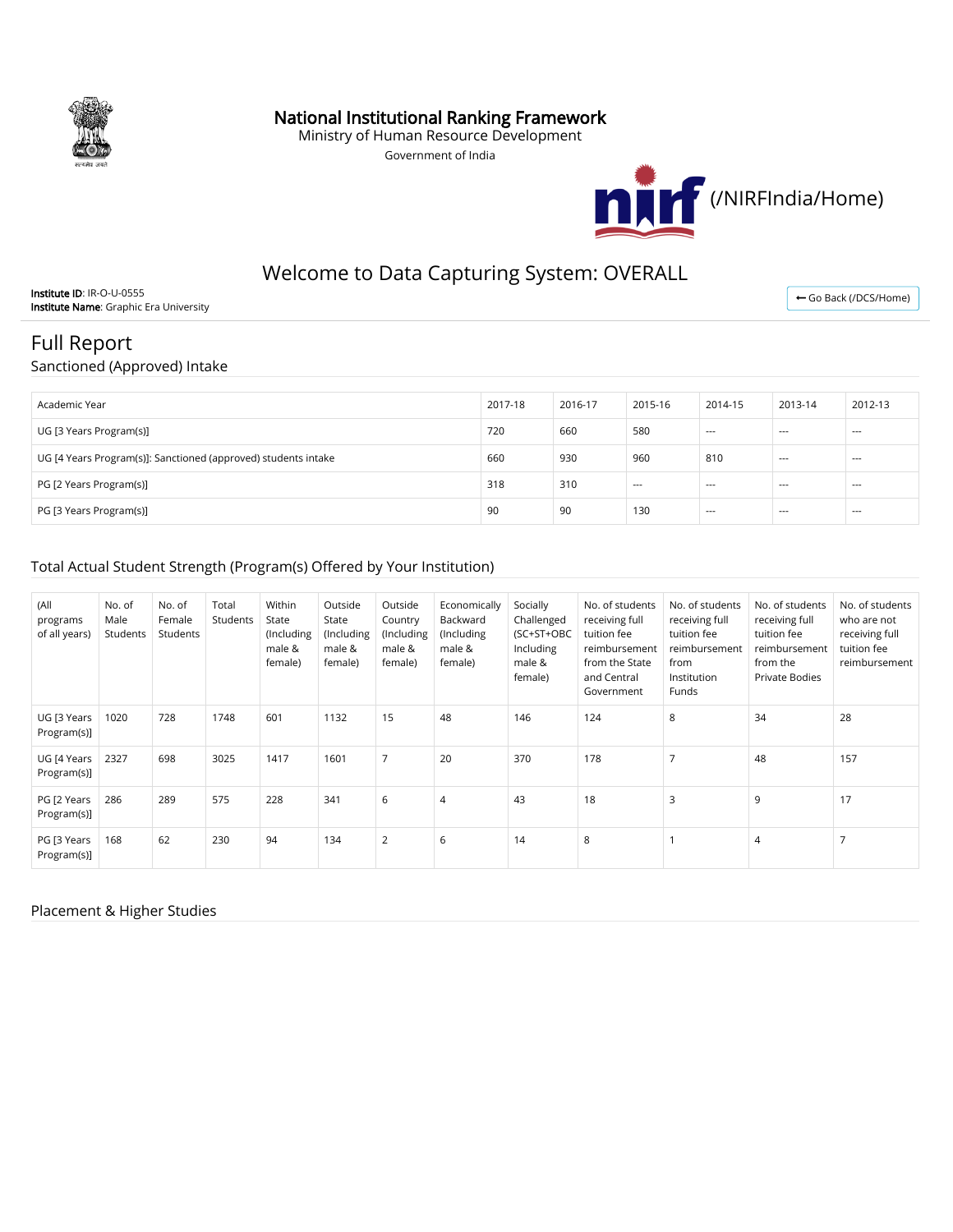# National Institutional Ranking Framework

Ministry of Human Resource Development

Government of India

(/NIRFIndia/Home)

## Welcome to Data Capturing System: OVERALL

**Institute ID**: IR-O-U-0555
**Institute Name**: Graphic Era University

Go Back (/DCS/Home)

## Full Report

### Sanctioned (Approved) Intake

| Academic Year | 2017-18 | 2016-17 | 2015-16 | 2014-15 | 2013-14 | 2012-13 |
|---|---|---|---|---|---|---|
| UG [3 Years Program(s)] | 720 | 660 | 580 | --- | --- | --- |
| UG [4 Years Program(s)]: Sanctioned (approved) students intake | 660 | 930 | 960 | 810 | --- | --- |
| PG [2 Years Program(s)] | 318 | 310 | --- | --- | --- | --- |
| PG [3 Years Program(s)] | 90 | 90 | 130 | --- | --- | --- |

### Total Actual Student Strength (Program(s) Offered by Your Institution)

| (All programs of all years) | No. of Male Students | No. of Female Students | Total Students | Within State (Including male & female) | Outside State (Including male & female) | Outside Country (Including male & female) | Economically Backward (Including male & female) | Socially Challenged (SC+ST+OBC Including male & female) | No. of students receiving full tuition fee reimbursement from the State and Central Government | No. of students receiving full tuition fee reimbursement from Institution Funds | No. of students receiving full tuition fee reimbursement from the Private Bodies | No. of students who are not receiving full tuition fee reimbursement |
|---|---|---|---|---|---|---|---|---|---|---|---|---|
| UG [3 Years Program(s)] | 1020 | 728 | 1748 | 601 | 1132 | 15 | 48 | 146 | 124 | 8 | 34 | 28 |
| UG [4 Years Program(s)] | 2327 | 698 | 3025 | 1417 | 1601 | 7 | 20 | 370 | 178 | 7 | 48 | 157 |
| PG [2 Years Program(s)] | 286 | 289 | 575 | 228 | 341 | 6 | 4 | 43 | 18 | 3 | 9 | 17 |
| PG [3 Years Program(s)] | 168 | 62 | 230 | 94 | 134 | 2 | 6 | 14 | 8 | 1 | 4 | 7 |

### Placement & Higher Studies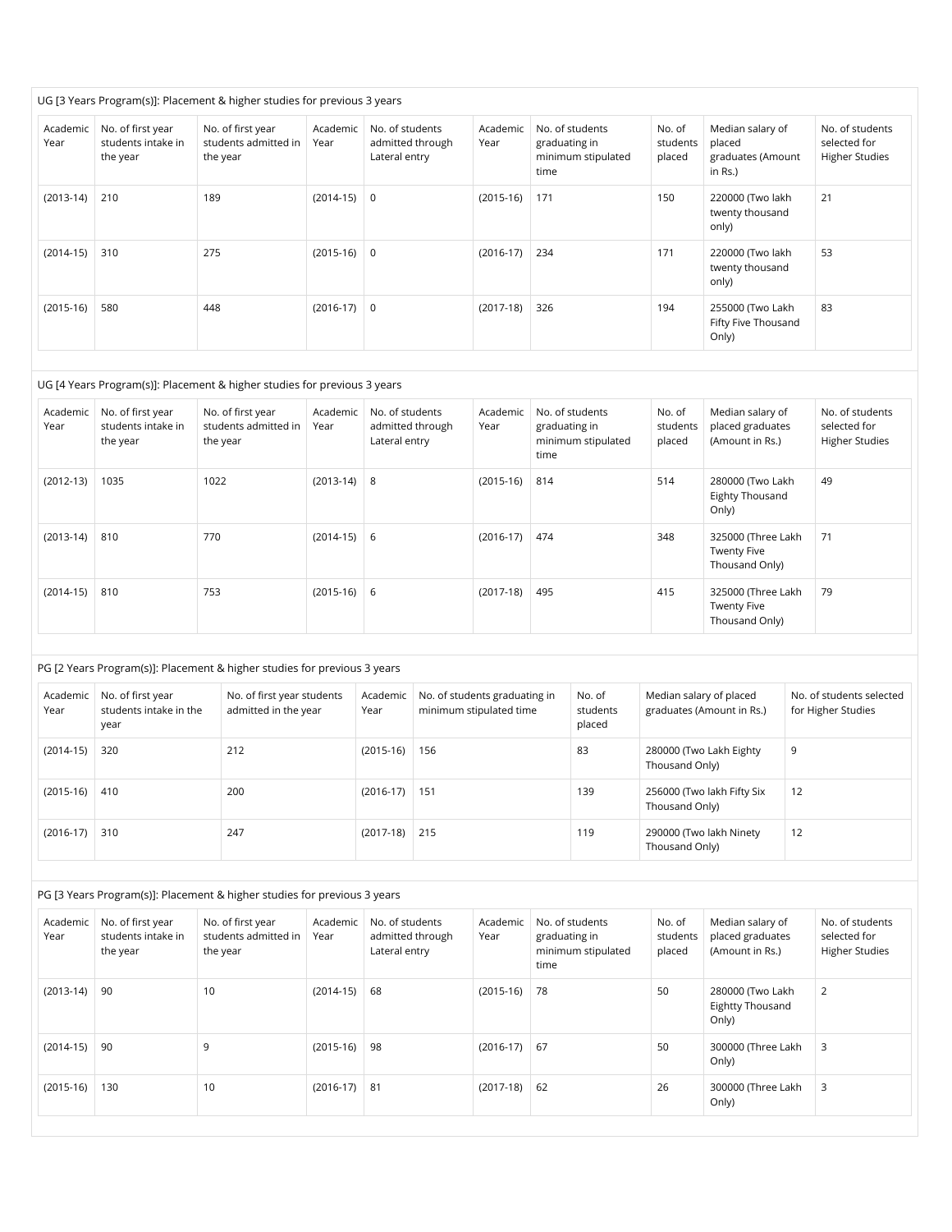UG [3 Years Program(s)]: Placement & higher studies for previous 3 years

| Academic Year | No. of first year students intake in the year | No. of first year students admitted in the year | Academic Year | No. of students admitted through Lateral entry | Academic Year | No. of students graduating in minimum stipulated time | No. of students placed | Median salary of placed graduates (Amount in Rs.) | No. of students selected for Higher Studies |
|---|---|---|---|---|---|---|---|---|---|
| (2013-14) | 210 | 189 | (2014-15) | 0 | (2015-16) | 171 | 150 | 220000 (Two lakh twenty thousand only) | 21 |
| (2014-15) | 310 | 275 | (2015-16) | 0 | (2016-17) | 234 | 171 | 220000 (Two lakh twenty thousand only) | 53 |
| (2015-16) | 580 | 448 | (2016-17) | 0 | (2017-18) | 326 | 194 | 255000 (Two Lakh Fifty Five Thousand Only) | 83 |

UG [4 Years Program(s)]: Placement & higher studies for previous 3 years

| Academic Year | No. of first year students intake in the year | No. of first year students admitted in the year | Academic Year | No. of students admitted through Lateral entry | Academic Year | No. of students graduating in minimum stipulated time | No. of students placed | Median salary of placed graduates (Amount in Rs.) | No. of students selected for Higher Studies |
|---|---|---|---|---|---|---|---|---|---|
| (2012-13) | 1035 | 1022 | (2013-14) | 8 | (2015-16) | 814 | 514 | 280000 (Two Lakh Eighty Thousand Only) | 49 |
| (2013-14) | 810 | 770 | (2014-15) | 6 | (2016-17) | 474 | 348 | 325000 (Three Lakh Twenty Five Thousand Only) | 71 |
| (2014-15) | 810 | 753 | (2015-16) | 6 | (2017-18) | 495 | 415 | 325000 (Three Lakh Twenty Five Thousand Only) | 79 |

PG [2 Years Program(s)]: Placement & higher studies for previous 3 years

| Academic Year | No. of first year students intake in the year | No. of first year students admitted in the year | Academic Year | No. of students graduating in minimum stipulated time | No. of students placed | Median salary of placed graduates (Amount in Rs.) | No. of students selected for Higher Studies |
|---|---|---|---|---|---|---|---|
| (2014-15) | 320 | 212 | (2015-16) | 156 | 83 | 280000 (Two Lakh Eighty Thousand Only) | 9 |
| (2015-16) | 410 | 200 | (2016-17) | 151 | 139 | 256000 (Two lakh Fifty Six Thousand Only) | 12 |
| (2016-17) | 310 | 247 | (2017-18) | 215 | 119 | 290000 (Two lakh Ninety Thousand Only) | 12 |

PG [3 Years Program(s)]: Placement & higher studies for previous 3 years

| Academic Year | No. of first year students intake in the year | No. of first year students admitted in the year | Academic Year | No. of students admitted through Lateral entry | Academic Year | No. of students graduating in minimum stipulated time | No. of students placed | Median salary of placed graduates (Amount in Rs.) | No. of students selected for Higher Studies |
|---|---|---|---|---|---|---|---|---|---|
| (2013-14) | 90 | 10 | (2014-15) | 68 | (2015-16) | 78 | 50 | 280000 (Two Lakh Eightty Thousand Only) | 2 |
| (2014-15) | 90 | 9 | (2015-16) | 98 | (2016-17) | 67 | 50 | 300000 (Three Lakh Only) | 3 |
| (2015-16) | 130 | 10 | (2016-17) | 81 | (2017-18) | 62 | 26 | 300000 (Three Lakh Only) | 3 |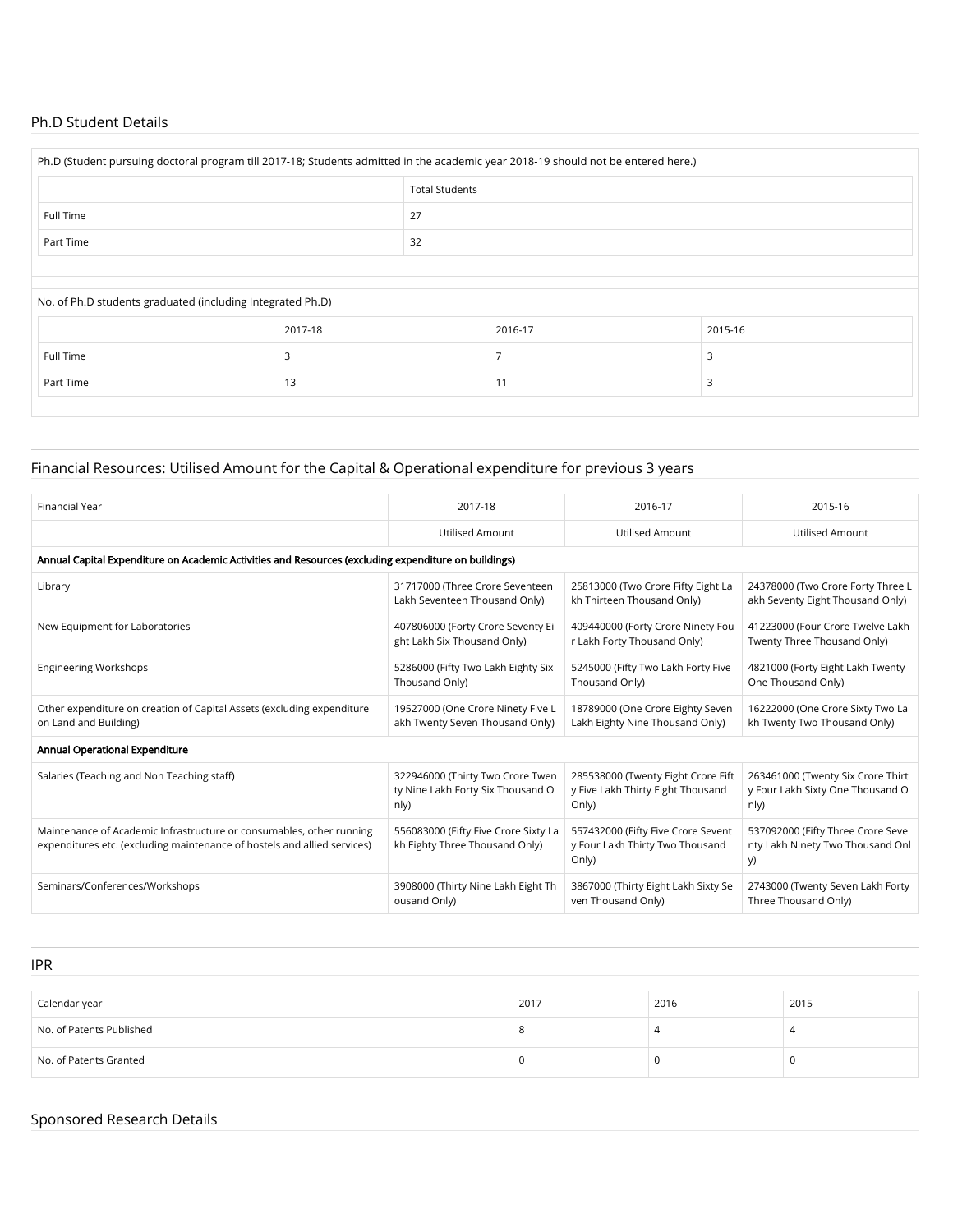## Ph.D Student Details

Ph.D (Student pursuing doctoral program till 2017-18; Students admitted in the academic year 2018-19 should not be entered here.)

| | Total Students |
|---|---|
| Full Time | 27 |
| Part Time | 32 |

No. of Ph.D students graduated (including Integrated Ph.D)

| | 2017-18 | 2016-17 | 2015-16 |
|---|---|---|---|
| Full Time | 3 | 7 | 3 |
| Part Time | 13 | 11 | 3 |

## Financial Resources: Utilised Amount for the Capital & Operational expenditure for previous 3 years

| Financial Year | 2017-18 | 2016-17 | 2015-16 |
|---|---|---|---|
| | Utilised Amount | Utilised Amount | Utilised Amount |
| **Annual Capital Expenditure on Academic Activities and Resources (excluding expenditure on buildings)** | | | |
| Library | 31717000 (Three Crore Seventeen Lakh Seventeen Thousand Only) | 25813000 (Two Crore Fifty Eight Lakh Thirteen Thousand Only) | 24378000 (Two Crore Forty Three Lakh Seventy Eight Thousand Only) |
| New Equipment for Laboratories | 407806000 (Forty Crore Seventy Eight Lakh Six Thousand Only) | 409440000 (Forty Crore Ninety Four Lakh Forty Thousand Only) | 41223000 (Four Crore Twelve Lakh Twenty Three Thousand Only) |
| Engineering Workshops | 5286000 (Fifty Two Lakh Eighty Six Thousand Only) | 5245000 (Fifty Two Lakh Forty Five Thousand Only) | 4821000 (Forty Eight Lakh Twenty One Thousand Only) |
| Other expenditure on creation of Capital Assets (excluding expenditure on Land and Building) | 19527000 (One Crore Ninety Five Lakh Twenty Seven Thousand Only) | 18789000 (One Crore Eighty Seven Lakh Eighty Nine Thousand Only) | 16222000 (One Crore Sixty Two Lakh Twenty Two Thousand Only) |
| **Annual Operational Expenditure** | | | |
| Salaries (Teaching and Non Teaching staff) | 322946000 (Thirty Two Crore Twenty Nine Lakh Forty Six Thousand Only) | 285538000 (Twenty Eight Crore Fifty Five Lakh Thirty Eight Thousand Only) | 263461000 (Twenty Six Crore Thirty Four Lakh Sixty One Thousand Only) |
| Maintenance of Academic Infrastructure or consumables, other running expenditures etc. (excluding maintenance of hostels and allied services) | 556083000 (Fifty Five Crore Sixty Lakh Eighty Three Thousand Only) | 557432000 (Fifty Five Crore Seventy Four Lakh Thirty Two Thousand Only) | 537092000 (Fifty Three Crore Seventy Lakh Ninety Two Thousand Only) |
| Seminars/Conferences/Workshops | 3908000 (Thirty Nine Lakh Eight Thousand Only) | 3867000 (Thirty Eight Lakh Sixty Seven Thousand Only) | 2743000 (Twenty Seven Lakh Forty Three Thousand Only) |

## IPR

| Calendar year | 2017 | 2016 | 2015 |
|---|---|---|---|
| No. of Patents Published | 8 | 4 | 4 |
| No. of Patents Granted | 0 | 0 | 0 |

## Sponsored Research Details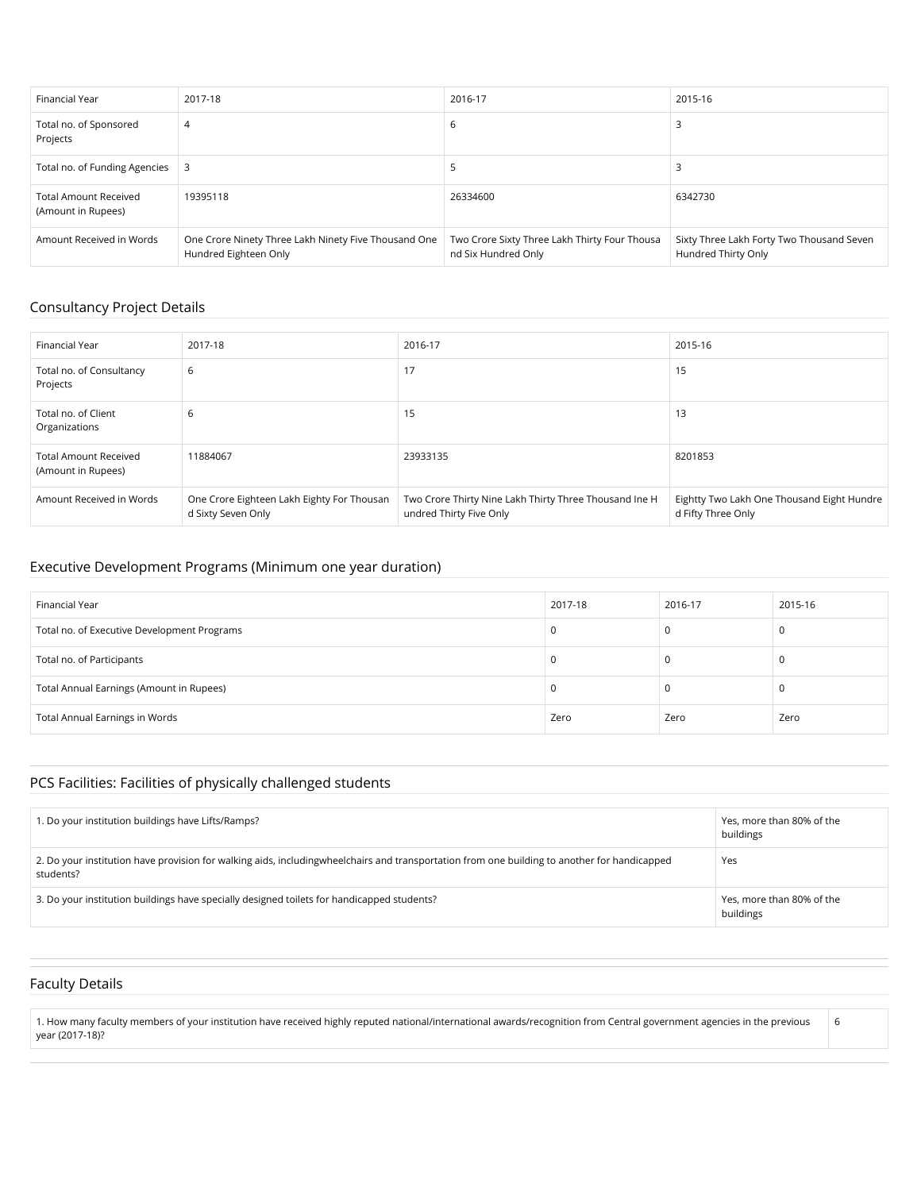| Financial Year | 2017-18 | 2016-17 | 2015-16 |
| --- | --- | --- | --- |
| Total no. of Sponsored Projects | 4 | 6 | 3 |
| Total no. of Funding Agencies | 3 | 5 | 3 |
| Total Amount Received (Amount in Rupees) | 19395118 | 26334600 | 6342730 |
| Amount Received in Words | One Crore Ninety Three Lakh Ninety Five Thousand One Hundred Eighteen Only | Two Crore Sixty Three Lakh Thirty Four Thousa nd Six Hundred Only | Sixty Three Lakh Forty Two Thousand Seven Hundred Thirty Only |

## Consultancy Project Details

| Financial Year | 2017-18 | 2016-17 | 2015-16 |
| --- | --- | --- | --- |
| Total no. of Consultancy Projects | 6 | 17 | 15 |
| Total no. of Client Organizations | 6 | 15 | 13 |
| Total Amount Received (Amount in Rupees) | 11884067 | 23933135 | 8201853 |
| Amount Received in Words | One Crore Eighteen Lakh Eighty For Thousan d Sixty Seven Only | Two Crore Thirty Nine Lakh Thirty Three Thousand Ine H undred Thirty Five Only | Eightty Two Lakh One Thousand Eight Hundre d Fifty Three Only |

## Executive Development Programs (Minimum one year duration)

| Financial Year | 2017-18 | 2016-17 | 2015-16 |
| --- | --- | --- | --- |
| Total no. of Executive Development Programs | 0 | 0 | 0 |
| Total no. of Participants | 0 | 0 | 0 |
| Total Annual Earnings (Amount in Rupees) | 0 | 0 | 0 |
| Total Annual Earnings in Words | Zero | Zero | Zero |

## PCS Facilities: Facilities of physically challenged students

| | |
| --- | --- |
| 1. Do your institution buildings have Lifts/Ramps? | Yes, more than 80% of the buildings |
| 2. Do your institution have provision for walking aids, includingwheelchairs and transportation from one building to another for handicapped students? | Yes |
| 3. Do your institution buildings have specially designed toilets for handicapped students? | Yes, more than 80% of the buildings |

## Faculty Details

| | |
| --- | --- |
| 1. How many faculty members of your institution have received highly reputed national/international awards/recognition from Central government agencies in the previous year (2017-18)? | 6 |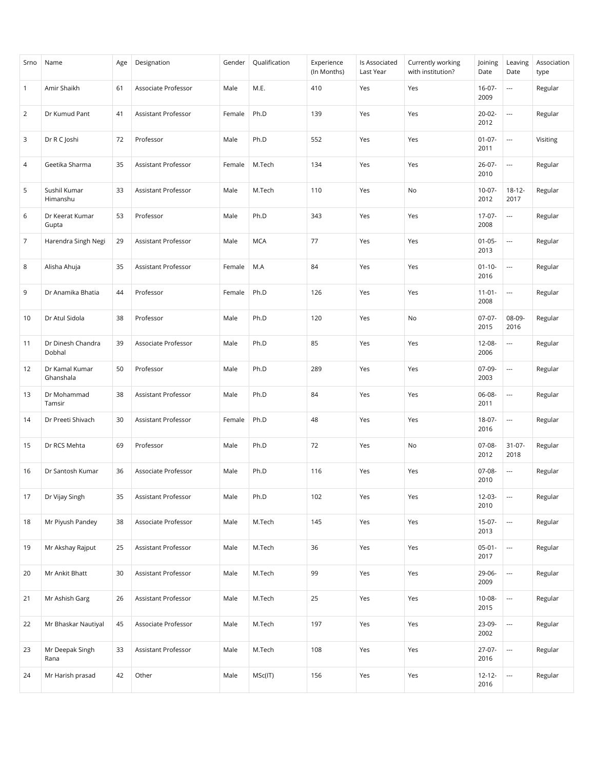| Srno | Name | Age | Designation | Gender | Qualification | Experience (In Months) | Is Associated Last Year | Currently working with institution? | Joining Date | Leaving Date | Association type |
|---|---|---|---|---|---|---|---|---|---|---|---|
| 1 | Amir Shaikh | 61 | Associate Professor | Male | M.E. | 410 | Yes | Yes | 16-07-2009 | --- | Regular |
| 2 | Dr Kumud Pant | 41 | Assistant Professor | Female | Ph.D | 139 | Yes | Yes | 20-02-2012 | --- | Regular |
| 3 | Dr R C Joshi | 72 | Professor | Male | Ph.D | 552 | Yes | Yes | 01-07-2011 | --- | Visiting |
| 4 | Geetika Sharma | 35 | Assistant Professor | Female | M.Tech | 134 | Yes | Yes | 26-07-2010 | --- | Regular |
| 5 | Sushil Kumar Himanshu | 33 | Assistant Professor | Male | M.Tech | 110 | Yes | No | 10-07-2012 | 18-12-2017 | Regular |
| 6 | Dr Keerat Kumar Gupta | 53 | Professor | Male | Ph.D | 343 | Yes | Yes | 17-07-2008 | --- | Regular |
| 7 | Harendra Singh Negi | 29 | Assistant Professor | Male | MCA | 77 | Yes | Yes | 01-05-2013 | --- | Regular |
| 8 | Alisha Ahuja | 35 | Assistant Professor | Female | M.A | 84 | Yes | Yes | 01-10-2016 | --- | Regular |
| 9 | Dr Anamika Bhatia | 44 | Professor | Female | Ph.D | 126 | Yes | Yes | 11-01-2008 | --- | Regular |
| 10 | Dr Atul Sidola | 38 | Professor | Male | Ph.D | 120 | Yes | No | 07-07-2015 | 08-09-2016 | Regular |
| 11 | Dr Dinesh Chandra Dobhal | 39 | Associate Professor | Male | Ph.D | 85 | Yes | Yes | 12-08-2006 | --- | Regular |
| 12 | Dr Kamal Kumar Ghanshala | 50 | Professor | Male | Ph.D | 289 | Yes | Yes | 07-09-2003 | --- | Regular |
| 13 | Dr Mohammad Tamsir | 38 | Assistant Professor | Male | Ph.D | 84 | Yes | Yes | 06-08-2011 | --- | Regular |
| 14 | Dr Preeti Shivach | 30 | Assistant Professor | Female | Ph.D | 48 | Yes | Yes | 18-07-2016 | --- | Regular |
| 15 | Dr RCS Mehta | 69 | Professor | Male | Ph.D | 72 | Yes | No | 07-08-2012 | 31-07-2018 | Regular |
| 16 | Dr Santosh Kumar | 36 | Associate Professor | Male | Ph.D | 116 | Yes | Yes | 07-08-2010 | --- | Regular |
| 17 | Dr Vijay Singh | 35 | Assistant Professor | Male | Ph.D | 102 | Yes | Yes | 12-03-2010 | --- | Regular |
| 18 | Mr Piyush Pandey | 38 | Associate Professor | Male | M.Tech | 145 | Yes | Yes | 15-07-2013 | --- | Regular |
| 19 | Mr Akshay Rajput | 25 | Assistant Professor | Male | M.Tech | 36 | Yes | Yes | 05-01-2017 | --- | Regular |
| 20 | Mr Ankit Bhatt | 30 | Assistant Professor | Male | M.Tech | 99 | Yes | Yes | 29-06-2009 | --- | Regular |
| 21 | Mr Ashish Garg | 26 | Assistant Professor | Male | M.Tech | 25 | Yes | Yes | 10-08-2015 | --- | Regular |
| 22 | Mr Bhaskar Nautiyal | 45 | Associate Professor | Male | M.Tech | 197 | Yes | Yes | 23-09-2002 | --- | Regular |
| 23 | Mr Deepak Singh Rana | 33 | Assistant Professor | Male | M.Tech | 108 | Yes | Yes | 27-07-2016 | --- | Regular |
| 24 | Mr Harish prasad | 42 | Other | Male | MSc(IT) | 156 | Yes | Yes | 12-12-2016 | --- | Regular |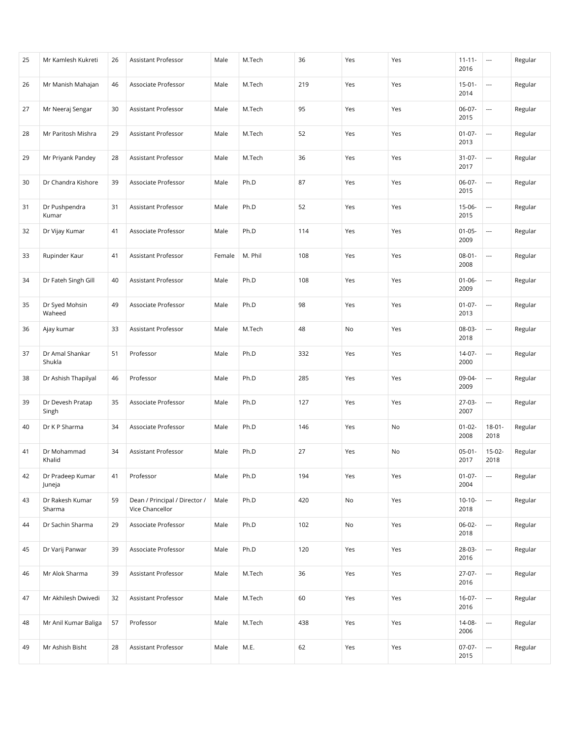| 25 | Mr Kamlesh Kukreti | 26 | Assistant Professor | Male | M.Tech | 36 | Yes | Yes | 11-11-2016 | --- | Regular |
|---|---|---|---|---|---|---|---|---|---|---|---|
| 26 | Mr Manish Mahajan | 46 | Associate Professor | Male | M.Tech | 219 | Yes | Yes | 15-01-2014 | --- | Regular |
| 27 | Mr Neeraj Sengar | 30 | Assistant Professor | Male | M.Tech | 95 | Yes | Yes | 06-07-2015 | --- | Regular |
| 28 | Mr Paritosh Mishra | 29 | Assistant Professor | Male | M.Tech | 52 | Yes | Yes | 01-07-2013 | --- | Regular |
| 29 | Mr Priyank Pandey | 28 | Assistant Professor | Male | M.Tech | 36 | Yes | Yes | 31-07-2017 | --- | Regular |
| 30 | Dr Chandra Kishore | 39 | Associate Professor | Male | Ph.D | 87 | Yes | Yes | 06-07-2015 | --- | Regular |
| 31 | Dr Pushpendra Kumar | 31 | Assistant Professor | Male | Ph.D | 52 | Yes | Yes | 15-06-2015 | --- | Regular |
| 32 | Dr Vijay Kumar | 41 | Associate Professor | Male | Ph.D | 114 | Yes | Yes | 01-05-2009 | --- | Regular |
| 33 | Rupinder Kaur | 41 | Assistant Professor | Female | M. Phil | 108 | Yes | Yes | 08-01-2008 | --- | Regular |
| 34 | Dr Fateh Singh Gill | 40 | Assistant Professor | Male | Ph.D | 108 | Yes | Yes | 01-06-2009 | --- | Regular |
| 35 | Dr Syed Mohsin Waheed | 49 | Associate Professor | Male | Ph.D | 98 | Yes | Yes | 01-07-2013 | --- | Regular |
| 36 | Ajay kumar | 33 | Assistant Professor | Male | M.Tech | 48 | No | Yes | 08-03-2018 | --- | Regular |
| 37 | Dr Amal Shankar Shukla | 51 | Professor | Male | Ph.D | 332 | Yes | Yes | 14-07-2000 | --- | Regular |
| 38 | Dr Ashish Thapilyal | 46 | Professor | Male | Ph.D | 285 | Yes | Yes | 09-04-2009 | --- | Regular |
| 39 | Dr Devesh Pratap Singh | 35 | Associate Professor | Male | Ph.D | 127 | Yes | Yes | 27-03-2007 | --- | Regular |
| 40 | Dr K P Sharma | 34 | Associate Professor | Male | Ph.D | 146 | Yes | No | 01-02-2008 | 18-01-2018 | Regular |
| 41 | Dr Mohammad Khalid | 34 | Assistant Professor | Male | Ph.D | 27 | Yes | No | 05-01-2017 | 15-02-2018 | Regular |
| 42 | Dr Pradeep Kumar Juneja | 41 | Professor | Male | Ph.D | 194 | Yes | Yes | 01-07-2004 | --- | Regular |
| 43 | Dr Rakesh Kumar Sharma | 59 | Dean / Principal / Director / Vice Chancellor | Male | Ph.D | 420 | No | Yes | 10-10-2018 | --- | Regular |
| 44 | Dr Sachin Sharma | 29 | Associate Professor | Male | Ph.D | 102 | No | Yes | 06-02-2018 | --- | Regular |
| 45 | Dr Varij Panwar | 39 | Associate Professor | Male | Ph.D | 120 | Yes | Yes | 28-03-2016 | --- | Regular |
| 46 | Mr Alok Sharma | 39 | Assistant Professor | Male | M.Tech | 36 | Yes | Yes | 27-07-2016 | --- | Regular |
| 47 | Mr Akhilesh Dwivedi | 32 | Assistant Professor | Male | M.Tech | 60 | Yes | Yes | 16-07-2016 | --- | Regular |
| 48 | Mr Anil Kumar Baliga | 57 | Professor | Male | M.Tech | 438 | Yes | Yes | 14-08-2006 | --- | Regular |
| 49 | Mr Ashish Bisht | 28 | Assistant Professor | Male | M.E. | 62 | Yes | Yes | 07-07-2015 | --- | Regular |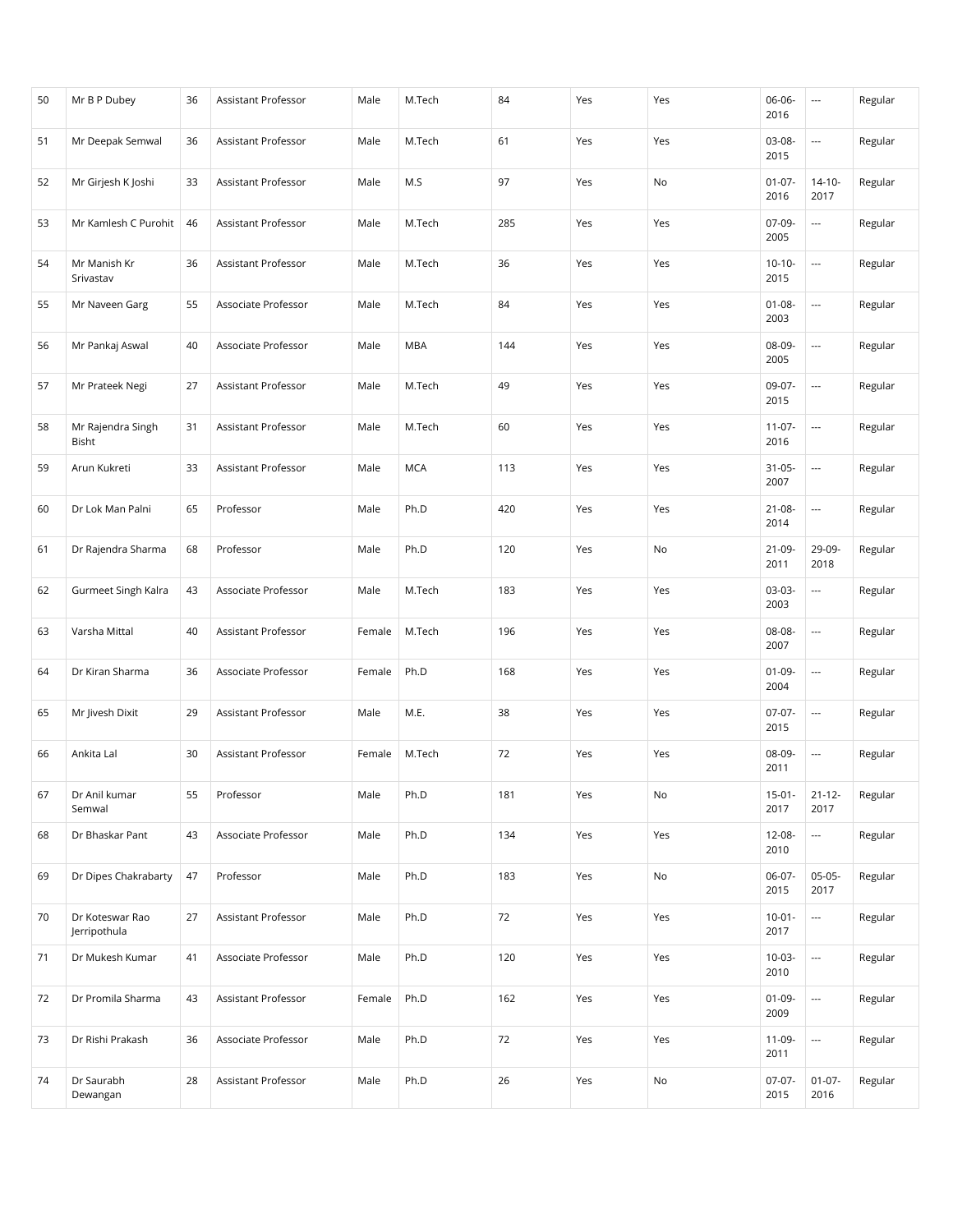| | | | | | | | | | | | |
|---|---|---|---|---|---|---|---|---|---|---|---|
| 50 | Mr B P Dubey | 36 | Assistant Professor | Male | M.Tech | 84 | Yes | Yes | 06-06-2016 | --- | Regular |
| 51 | Mr Deepak Semwal | 36 | Assistant Professor | Male | M.Tech | 61 | Yes | Yes | 03-08-2015 | --- | Regular |
| 52 | Mr Girjesh K Joshi | 33 | Assistant Professor | Male | M.S | 97 | Yes | No | 01-07-2016 | 14-10-2017 | Regular |
| 53 | Mr Kamlesh C Purohit | 46 | Assistant Professor | Male | M.Tech | 285 | Yes | Yes | 07-09-2005 | --- | Regular |
| 54 | Mr Manish Kr Srivastav | 36 | Assistant Professor | Male | M.Tech | 36 | Yes | Yes | 10-10-2015 | --- | Regular |
| 55 | Mr Naveen Garg | 55 | Associate Professor | Male | M.Tech | 84 | Yes | Yes | 01-08-2003 | --- | Regular |
| 56 | Mr Pankaj Aswal | 40 | Associate Professor | Male | MBA | 144 | Yes | Yes | 08-09-2005 | --- | Regular |
| 57 | Mr Prateek Negi | 27 | Assistant Professor | Male | M.Tech | 49 | Yes | Yes | 09-07-2015 | --- | Regular |
| 58 | Mr Rajendra Singh Bisht | 31 | Assistant Professor | Male | M.Tech | 60 | Yes | Yes | 11-07-2016 | --- | Regular |
| 59 | Arun Kukreti | 33 | Assistant Professor | Male | MCA | 113 | Yes | Yes | 31-05-2007 | --- | Regular |
| 60 | Dr Lok Man Palni | 65 | Professor | Male | Ph.D | 420 | Yes | Yes | 21-08-2014 | --- | Regular |
| 61 | Dr Rajendra Sharma | 68 | Professor | Male | Ph.D | 120 | Yes | No | 21-09-2011 | 29-09-2018 | Regular |
| 62 | Gurmeet Singh Kalra | 43 | Associate Professor | Male | M.Tech | 183 | Yes | Yes | 03-03-2003 | --- | Regular |
| 63 | Varsha Mittal | 40 | Assistant Professor | Female | M.Tech | 196 | Yes | Yes | 08-08-2007 | --- | Regular |
| 64 | Dr Kiran Sharma | 36 | Associate Professor | Female | Ph.D | 168 | Yes | Yes | 01-09-2004 | --- | Regular |
| 65 | Mr Jivesh Dixit | 29 | Assistant Professor | Male | M.E. | 38 | Yes | Yes | 07-07-2015 | --- | Regular |
| 66 | Ankita Lal | 30 | Assistant Professor | Female | M.Tech | 72 | Yes | Yes | 08-09-2011 | --- | Regular |
| 67 | Dr Anil kumar Semwal | 55 | Professor | Male | Ph.D | 181 | Yes | No | 15-01-2017 | 21-12-2017 | Regular |
| 68 | Dr Bhaskar Pant | 43 | Associate Professor | Male | Ph.D | 134 | Yes | Yes | 12-08-2010 | --- | Regular |
| 69 | Dr Dipes Chakrabarty | 47 | Professor | Male | Ph.D | 183 | Yes | No | 06-07-2015 | 05-05-2017 | Regular |
| 70 | Dr Koteswar Rao Jerripothula | 27 | Assistant Professor | Male | Ph.D | 72 | Yes | Yes | 10-01-2017 | --- | Regular |
| 71 | Dr Mukesh Kumar | 41 | Associate Professor | Male | Ph.D | 120 | Yes | Yes | 10-03-2010 | --- | Regular |
| 72 | Dr Promila Sharma | 43 | Assistant Professor | Female | Ph.D | 162 | Yes | Yes | 01-09-2009 | --- | Regular |
| 73 | Dr Rishi Prakash | 36 | Associate Professor | Male | Ph.D | 72 | Yes | Yes | 11-09-2011 | --- | Regular |
| 74 | Dr Saurabh Dewangan | 28 | Assistant Professor | Male | Ph.D | 26 | Yes | No | 07-07-2015 | 01-07-2016 | Regular |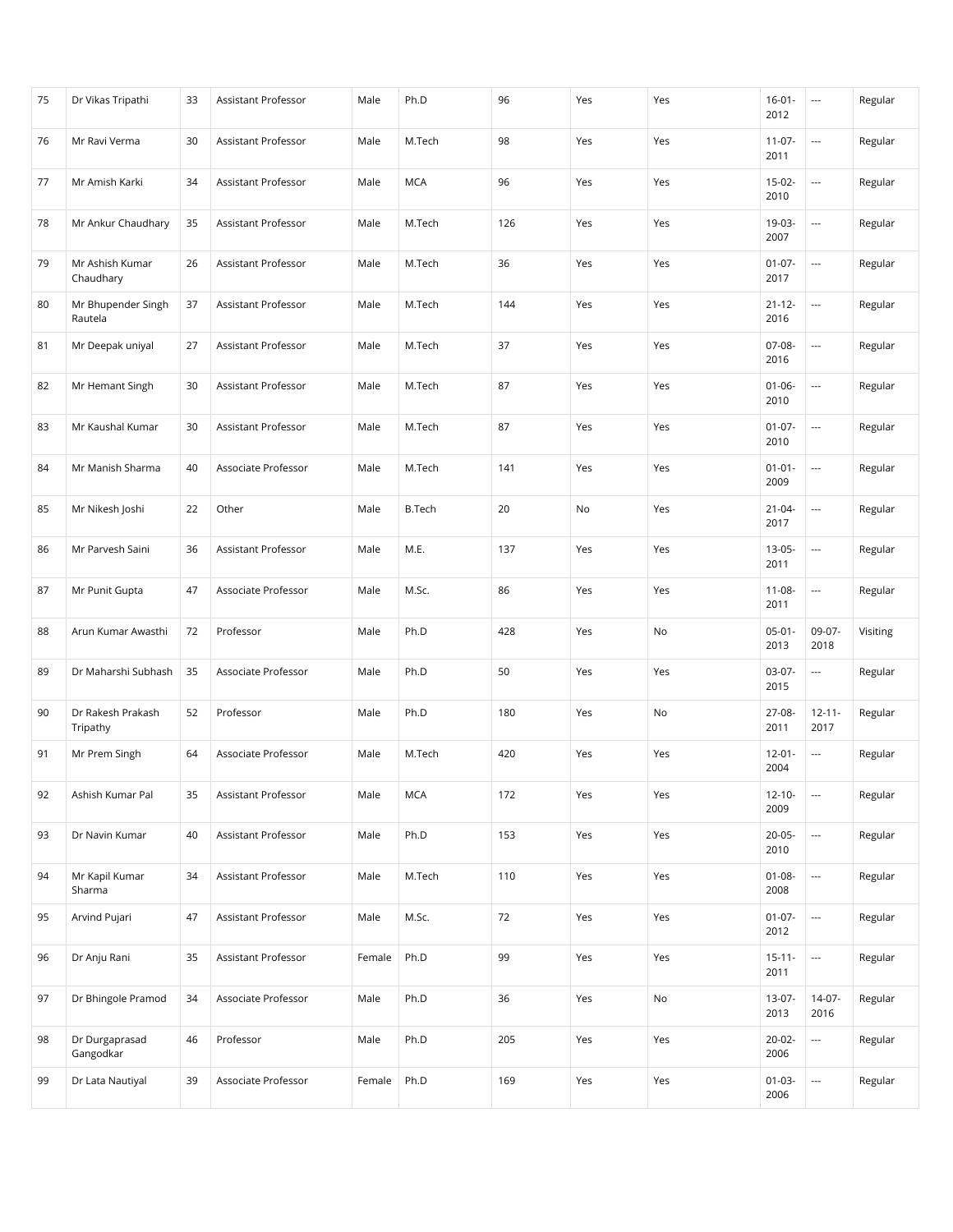| 75 | Dr Vikas Tripathi | 33 | Assistant Professor | Male | Ph.D | 96 | Yes | Yes | 16-01-2012 | --- | Regular |
|---|---|---|---|---|---|---|---|---|---|---|---|
| 76 | Mr Ravi Verma | 30 | Assistant Professor | Male | M.Tech | 98 | Yes | Yes | 11-07-2011 | --- | Regular |
| 77 | Mr Amish Karki | 34 | Assistant Professor | Male | MCA | 96 | Yes | Yes | 15-02-2010 | --- | Regular |
| 78 | Mr Ankur Chaudhary | 35 | Assistant Professor | Male | M.Tech | 126 | Yes | Yes | 19-03-2007 | --- | Regular |
| 79 | Mr Ashish Kumar Chaudhary | 26 | Assistant Professor | Male | M.Tech | 36 | Yes | Yes | 01-07-2017 | --- | Regular |
| 80 | Mr Bhupender Singh Rautela | 37 | Assistant Professor | Male | M.Tech | 144 | Yes | Yes | 21-12-2016 | --- | Regular |
| 81 | Mr Deepak uniyal | 27 | Assistant Professor | Male | M.Tech | 37 | Yes | Yes | 07-08-2016 | --- | Regular |
| 82 | Mr Hemant Singh | 30 | Assistant Professor | Male | M.Tech | 87 | Yes | Yes | 01-06-2010 | --- | Regular |
| 83 | Mr Kaushal Kumar | 30 | Assistant Professor | Male | M.Tech | 87 | Yes | Yes | 01-07-2010 | --- | Regular |
| 84 | Mr Manish Sharma | 40 | Associate Professor | Male | M.Tech | 141 | Yes | Yes | 01-01-2009 | --- | Regular |
| 85 | Mr Nikesh Joshi | 22 | Other | Male | B.Tech | 20 | No | Yes | 21-04-2017 | --- | Regular |
| 86 | Mr Parvesh Saini | 36 | Assistant Professor | Male | M.E. | 137 | Yes | Yes | 13-05-2011 | --- | Regular |
| 87 | Mr Punit Gupta | 47 | Associate Professor | Male | M.Sc. | 86 | Yes | Yes | 11-08-2011 | --- | Regular |
| 88 | Arun Kumar Awasthi | 72 | Professor | Male | Ph.D | 428 | Yes | No | 05-01-2013 | 09-07-2018 | Visiting |
| 89 | Dr Maharshi Subhash | 35 | Associate Professor | Male | Ph.D | 50 | Yes | Yes | 03-07-2015 | --- | Regular |
| 90 | Dr Rakesh Prakash Tripathy | 52 | Professor | Male | Ph.D | 180 | Yes | No | 27-08-2011 | 12-11-2017 | Regular |
| 91 | Mr Prem Singh | 64 | Associate Professor | Male | M.Tech | 420 | Yes | Yes | 12-01-2004 | --- | Regular |
| 92 | Ashish Kumar Pal | 35 | Assistant Professor | Male | MCA | 172 | Yes | Yes | 12-10-2009 | --- | Regular |
| 93 | Dr Navin Kumar | 40 | Assistant Professor | Male | Ph.D | 153 | Yes | Yes | 20-05-2010 | --- | Regular |
| 94 | Mr Kapil Kumar Sharma | 34 | Assistant Professor | Male | M.Tech | 110 | Yes | Yes | 01-08-2008 | --- | Regular |
| 95 | Arvind Pujari | 47 | Assistant Professor | Male | M.Sc. | 72 | Yes | Yes | 01-07-2012 | --- | Regular |
| 96 | Dr Anju Rani | 35 | Assistant Professor | Female | Ph.D | 99 | Yes | Yes | 15-11-2011 | --- | Regular |
| 97 | Dr Bhingole Pramod | 34 | Associate Professor | Male | Ph.D | 36 | Yes | No | 13-07-2013 | 14-07-2016 | Regular |
| 98 | Dr Durgaprasad Gangodkar | 46 | Professor | Male | Ph.D | 205 | Yes | Yes | 20-02-2006 | --- | Regular |
| 99 | Dr Lata Nautiyal | 39 | Associate Professor | Female | Ph.D | 169 | Yes | Yes | 01-03-2006 | --- | Regular |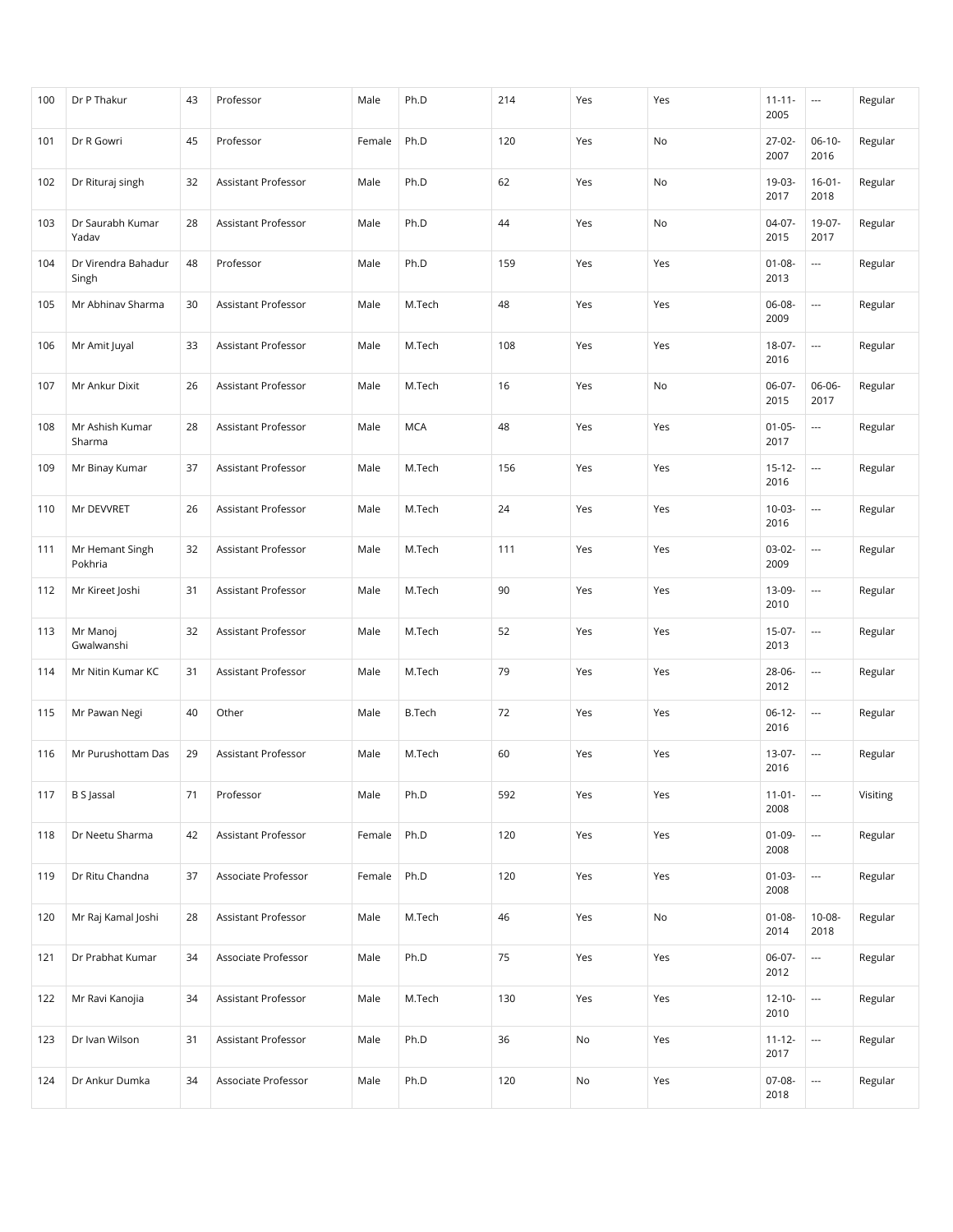| 100 | Dr P Thakur | 43 | Professor | Male | Ph.D | 214 | Yes | Yes | 11-11-2005 | --- | Regular |
|---|---|---|---|---|---|---|---|---|---|---|---|
| 101 | Dr R Gowri | 45 | Professor | Female | Ph.D | 120 | Yes | No | 27-02-2007 | 06-10-2016 | Regular |
| 102 | Dr Rituraj singh | 32 | Assistant Professor | Male | Ph.D | 62 | Yes | No | 19-03-2017 | 16-01-2018 | Regular |
| 103 | Dr Saurabh Kumar Yadav | 28 | Assistant Professor | Male | Ph.D | 44 | Yes | No | 04-07-2015 | 19-07-2017 | Regular |
| 104 | Dr Virendra Bahadur Singh | 48 | Professor | Male | Ph.D | 159 | Yes | Yes | 01-08-2013 | --- | Regular |
| 105 | Mr Abhinav Sharma | 30 | Assistant Professor | Male | M.Tech | 48 | Yes | Yes | 06-08-2009 | --- | Regular |
| 106 | Mr Amit Juyal | 33 | Assistant Professor | Male | M.Tech | 108 | Yes | Yes | 18-07-2016 | --- | Regular |
| 107 | Mr Ankur Dixit | 26 | Assistant Professor | Male | M.Tech | 16 | Yes | No | 06-07-2015 | 06-06-2017 | Regular |
| 108 | Mr Ashish Kumar Sharma | 28 | Assistant Professor | Male | MCA | 48 | Yes | Yes | 01-05-2017 | --- | Regular |
| 109 | Mr Binay Kumar | 37 | Assistant Professor | Male | M.Tech | 156 | Yes | Yes | 15-12-2016 | --- | Regular |
| 110 | Mr DEVVRET | 26 | Assistant Professor | Male | M.Tech | 24 | Yes | Yes | 10-03-2016 | --- | Regular |
| 111 | Mr Hemant Singh Pokhria | 32 | Assistant Professor | Male | M.Tech | 111 | Yes | Yes | 03-02-2009 | --- | Regular |
| 112 | Mr Kireet Joshi | 31 | Assistant Professor | Male | M.Tech | 90 | Yes | Yes | 13-09-2010 | --- | Regular |
| 113 | Mr Manoj Gwalwanshi | 32 | Assistant Professor | Male | M.Tech | 52 | Yes | Yes | 15-07-2013 | --- | Regular |
| 114 | Mr Nitin Kumar KC | 31 | Assistant Professor | Male | M.Tech | 79 | Yes | Yes | 28-06-2012 | --- | Regular |
| 115 | Mr Pawan Negi | 40 | Other | Male | B.Tech | 72 | Yes | Yes | 06-12-2016 | --- | Regular |
| 116 | Mr Purushottam Das | 29 | Assistant Professor | Male | M.Tech | 60 | Yes | Yes | 13-07-2016 | --- | Regular |
| 117 | B S Jassal | 71 | Professor | Male | Ph.D | 592 | Yes | Yes | 11-01-2008 | --- | Visiting |
| 118 | Dr Neetu Sharma | 42 | Assistant Professor | Female | Ph.D | 120 | Yes | Yes | 01-09-2008 | --- | Regular |
| 119 | Dr Ritu Chandna | 37 | Associate Professor | Female | Ph.D | 120 | Yes | Yes | 01-03-2008 | --- | Regular |
| 120 | Mr Raj Kamal Joshi | 28 | Assistant Professor | Male | M.Tech | 46 | Yes | No | 01-08-2014 | 10-08-2018 | Regular |
| 121 | Dr Prabhat Kumar | 34 | Associate Professor | Male | Ph.D | 75 | Yes | Yes | 06-07-2012 | --- | Regular |
| 122 | Mr Ravi Kanojia | 34 | Assistant Professor | Male | M.Tech | 130 | Yes | Yes | 12-10-2010 | --- | Regular |
| 123 | Dr Ivan Wilson | 31 | Assistant Professor | Male | Ph.D | 36 | No | Yes | 11-12-2017 | --- | Regular |
| 124 | Dr Ankur Dumka | 34 | Associate Professor | Male | Ph.D | 120 | No | Yes | 07-08-2018 | --- | Regular |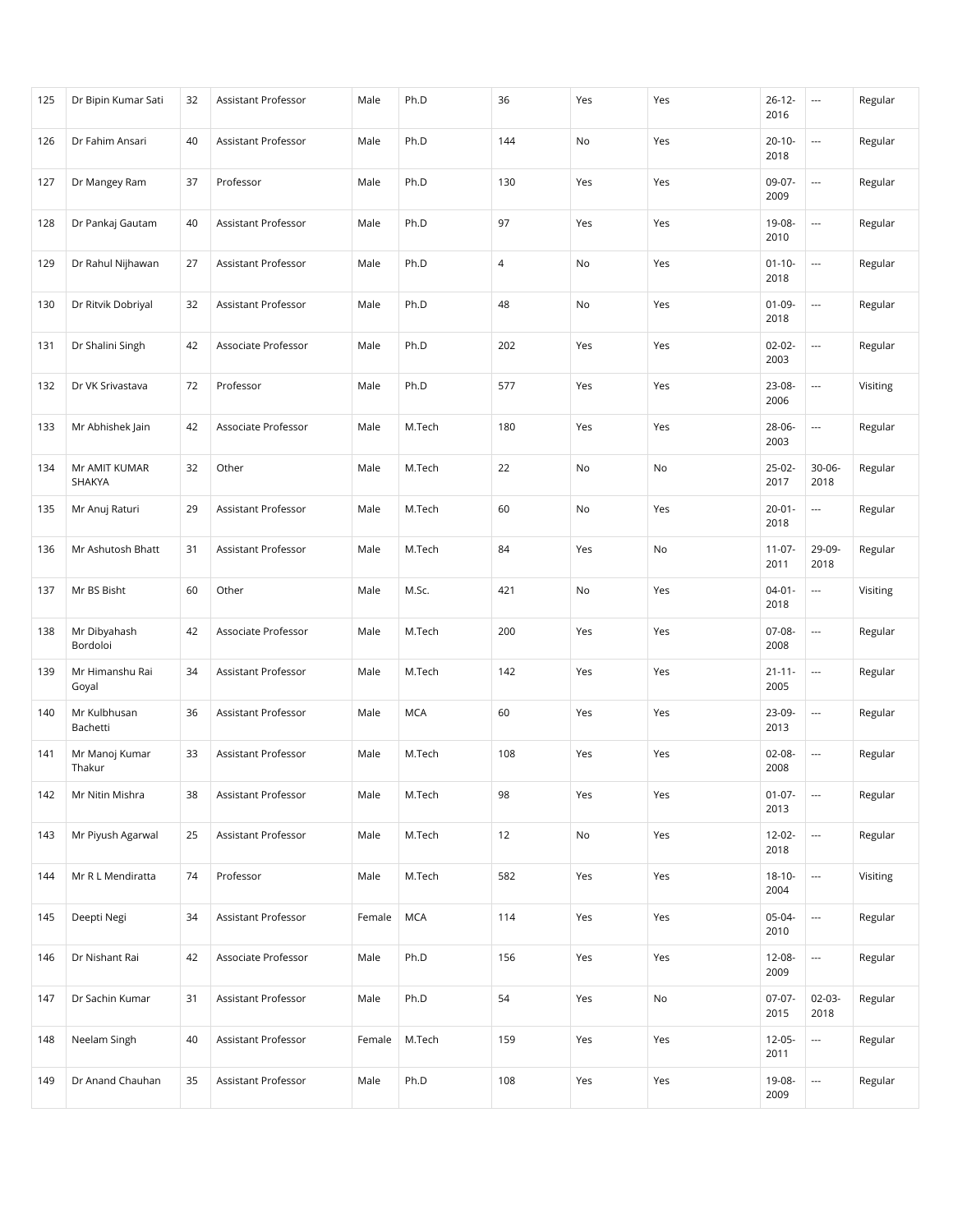| 125 | Dr Bipin Kumar Sati | 32 | Assistant Professor | Male | Ph.D | 36 | Yes | Yes | 26-12-2016 | --- | Regular |
|---|---|---|---|---|---|---|---|---|---|---|---|
| 126 | Dr Fahim Ansari | 40 | Assistant Professor | Male | Ph.D | 144 | No | Yes | 20-10-2018 | --- | Regular |
| 127 | Dr Mangey Ram | 37 | Professor | Male | Ph.D | 130 | Yes | Yes | 09-07-2009 | --- | Regular |
| 128 | Dr Pankaj Gautam | 40 | Assistant Professor | Male | Ph.D | 97 | Yes | Yes | 19-08-2010 | --- | Regular |
| 129 | Dr Rahul Nijhawan | 27 | Assistant Professor | Male | Ph.D | 4 | No | Yes | 01-10-2018 | --- | Regular |
| 130 | Dr Ritvik Dobriyal | 32 | Assistant Professor | Male | Ph.D | 48 | No | Yes | 01-09-2018 | --- | Regular |
| 131 | Dr Shalini Singh | 42 | Associate Professor | Male | Ph.D | 202 | Yes | Yes | 02-02-2003 | --- | Regular |
| 132 | Dr VK Srivastava | 72 | Professor | Male | Ph.D | 577 | Yes | Yes | 23-08-2006 | --- | Visiting |
| 133 | Mr Abhishek Jain | 42 | Associate Professor | Male | M.Tech | 180 | Yes | Yes | 28-06-2003 | --- | Regular |
| 134 | Mr AMIT KUMAR SHAKYA | 32 | Other | Male | M.Tech | 22 | No | No | 25-02-2017 | 30-06-2018 | Regular |
| 135 | Mr Anuj Raturi | 29 | Assistant Professor | Male | M.Tech | 60 | No | Yes | 20-01-2018 | --- | Regular |
| 136 | Mr Ashutosh Bhatt | 31 | Assistant Professor | Male | M.Tech | 84 | Yes | No | 11-07-2011 | 29-09-2018 | Regular |
| 137 | Mr BS Bisht | 60 | Other | Male | M.Sc. | 421 | No | Yes | 04-01-2018 | --- | Visiting |
| 138 | Mr Dibyahash Bordoloi | 42 | Associate Professor | Male | M.Tech | 200 | Yes | Yes | 07-08-2008 | --- | Regular |
| 139 | Mr Himanshu Rai Goyal | 34 | Assistant Professor | Male | M.Tech | 142 | Yes | Yes | 21-11-2005 | --- | Regular |
| 140 | Mr Kulbhusan Bachetti | 36 | Assistant Professor | Male | MCA | 60 | Yes | Yes | 23-09-2013 | --- | Regular |
| 141 | Mr Manoj Kumar Thakur | 33 | Assistant Professor | Male | M.Tech | 108 | Yes | Yes | 02-08-2008 | --- | Regular |
| 142 | Mr Nitin Mishra | 38 | Assistant Professor | Male | M.Tech | 98 | Yes | Yes | 01-07-2013 | --- | Regular |
| 143 | Mr Piyush Agarwal | 25 | Assistant Professor | Male | M.Tech | 12 | No | Yes | 12-02-2018 | --- | Regular |
| 144 | Mr R L Mendiratta | 74 | Professor | Male | M.Tech | 582 | Yes | Yes | 18-10-2004 | --- | Visiting |
| 145 | Deepti Negi | 34 | Assistant Professor | Female | MCA | 114 | Yes | Yes | 05-04-2010 | --- | Regular |
| 146 | Dr Nishant Rai | 42 | Associate Professor | Male | Ph.D | 156 | Yes | Yes | 12-08-2009 | --- | Regular |
| 147 | Dr Sachin Kumar | 31 | Assistant Professor | Male | Ph.D | 54 | Yes | No | 07-07-2015 | 02-03-2018 | Regular |
| 148 | Neelam Singh | 40 | Assistant Professor | Female | M.Tech | 159 | Yes | Yes | 12-05-2011 | --- | Regular |
| 149 | Dr Anand Chauhan | 35 | Assistant Professor | Male | Ph.D | 108 | Yes | Yes | 19-08-2009 | --- | Regular |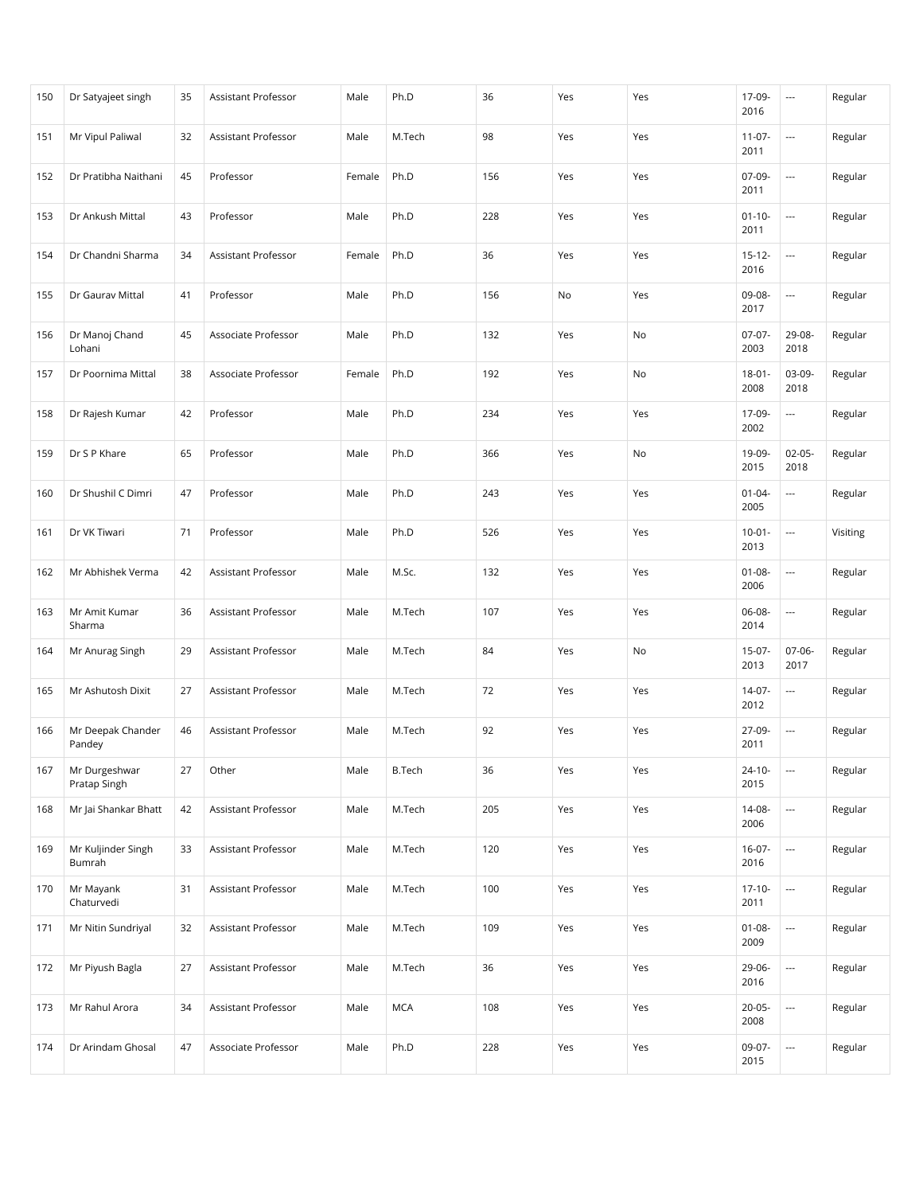| 150 | Dr Satyajeet singh | 35 | Assistant Professor | Male | Ph.D | 36 | Yes | Yes | 17-09-2016 | --- | Regular |
|---|---|---|---|---|---|---|---|---|---|---|---|
| 151 | Mr Vipul Paliwal | 32 | Assistant Professor | Male | M.Tech | 98 | Yes | Yes | 11-07-2011 | --- | Regular |
| 152 | Dr Pratibha Naithani | 45 | Professor | Female | Ph.D | 156 | Yes | Yes | 07-09-2011 | --- | Regular |
| 153 | Dr Ankush Mittal | 43 | Professor | Male | Ph.D | 228 | Yes | Yes | 01-10-2011 | --- | Regular |
| 154 | Dr Chandni Sharma | 34 | Assistant Professor | Female | Ph.D | 36 | Yes | Yes | 15-12-2016 | --- | Regular |
| 155 | Dr Gaurav Mittal | 41 | Professor | Male | Ph.D | 156 | No | Yes | 09-08-2017 | --- | Regular |
| 156 | Dr Manoj Chand Lohani | 45 | Associate Professor | Male | Ph.D | 132 | Yes | No | 07-07-2003 | 29-08-2018 | Regular |
| 157 | Dr Poornima Mittal | 38 | Associate Professor | Female | Ph.D | 192 | Yes | No | 18-01-2008 | 03-09-2018 | Regular |
| 158 | Dr Rajesh Kumar | 42 | Professor | Male | Ph.D | 234 | Yes | Yes | 17-09-2002 | --- | Regular |
| 159 | Dr S P Khare | 65 | Professor | Male | Ph.D | 366 | Yes | No | 19-09-2015 | 02-05-2018 | Regular |
| 160 | Dr Shushil C Dimri | 47 | Professor | Male | Ph.D | 243 | Yes | Yes | 01-04-2005 | --- | Regular |
| 161 | Dr VK Tiwari | 71 | Professor | Male | Ph.D | 526 | Yes | Yes | 10-01-2013 | --- | Visiting |
| 162 | Mr Abhishek Verma | 42 | Assistant Professor | Male | M.Sc. | 132 | Yes | Yes | 01-08-2006 | --- | Regular |
| 163 | Mr Amit Kumar Sharma | 36 | Assistant Professor | Male | M.Tech | 107 | Yes | Yes | 06-08-2014 | --- | Regular |
| 164 | Mr Anurag Singh | 29 | Assistant Professor | Male | M.Tech | 84 | Yes | No | 15-07-2013 | 07-06-2017 | Regular |
| 165 | Mr Ashutosh Dixit | 27 | Assistant Professor | Male | M.Tech | 72 | Yes | Yes | 14-07-2012 | --- | Regular |
| 166 | Mr Deepak Chander Pandey | 46 | Assistant Professor | Male | M.Tech | 92 | Yes | Yes | 27-09-2011 | --- | Regular |
| 167 | Mr Durgeshwar Pratap Singh | 27 | Other | Male | B.Tech | 36 | Yes | Yes | 24-10-2015 | --- | Regular |
| 168 | Mr Jai Shankar Bhatt | 42 | Assistant Professor | Male | M.Tech | 205 | Yes | Yes | 14-08-2006 | --- | Regular |
| 169 | Mr Kuljinder Singh Bumrah | 33 | Assistant Professor | Male | M.Tech | 120 | Yes | Yes | 16-07-2016 | --- | Regular |
| 170 | Mr Mayank Chaturvedi | 31 | Assistant Professor | Male | M.Tech | 100 | Yes | Yes | 17-10-2011 | --- | Regular |
| 171 | Mr Nitin Sundriyal | 32 | Assistant Professor | Male | M.Tech | 109 | Yes | Yes | 01-08-2009 | --- | Regular |
| 172 | Mr Piyush Bagla | 27 | Assistant Professor | Male | M.Tech | 36 | Yes | Yes | 29-06-2016 | --- | Regular |
| 173 | Mr Rahul Arora | 34 | Assistant Professor | Male | MCA | 108 | Yes | Yes | 20-05-2008 | --- | Regular |
| 174 | Dr Arindam Ghosal | 47 | Associate Professor | Male | Ph.D | 228 | Yes | Yes | 09-07-2015 | --- | Regular |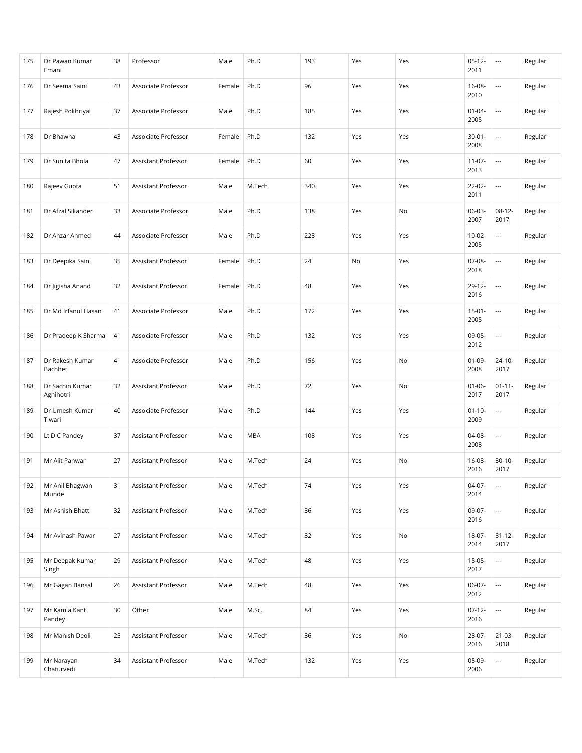| 175 | Dr Pawan Kumar Emani | 38 | Professor | Male | Ph.D | 193 | Yes | Yes | 05-12-2011 | --- | Regular |
|---|---|---|---|---|---|---|---|---|---|---|---|
| 176 | Dr Seema Saini | 43 | Associate Professor | Female | Ph.D | 96 | Yes | Yes | 16-08-2010 | --- | Regular |
| 177 | Rajesh Pokhriyal | 37 | Associate Professor | Male | Ph.D | 185 | Yes | Yes | 01-04-2005 | --- | Regular |
| 178 | Dr Bhawna | 43 | Associate Professor | Female | Ph.D | 132 | Yes | Yes | 30-01-2008 | --- | Regular |
| 179 | Dr Sunita Bhola | 47 | Assistant Professor | Female | Ph.D | 60 | Yes | Yes | 11-07-2013 | --- | Regular |
| 180 | Rajeev Gupta | 51 | Assistant Professor | Male | M.Tech | 340 | Yes | Yes | 22-02-2011 | --- | Regular |
| 181 | Dr Afzal Sikander | 33 | Associate Professor | Male | Ph.D | 138 | Yes | No | 06-03-2007 | 08-12-2017 | Regular |
| 182 | Dr Anzar Ahmed | 44 | Associate Professor | Male | Ph.D | 223 | Yes | Yes | 10-02-2005 | --- | Regular |
| 183 | Dr Deepika Saini | 35 | Assistant Professor | Female | Ph.D | 24 | No | Yes | 07-08-2018 | --- | Regular |
| 184 | Dr Jigisha Anand | 32 | Assistant Professor | Female | Ph.D | 48 | Yes | Yes | 29-12-2016 | --- | Regular |
| 185 | Dr Md Irfanul Hasan | 41 | Associate Professor | Male | Ph.D | 172 | Yes | Yes | 15-01-2005 | --- | Regular |
| 186 | Dr Pradeep K Sharma | 41 | Associate Professor | Male | Ph.D | 132 | Yes | Yes | 09-05-2012 | --- | Regular |
| 187 | Dr Rakesh Kumar Bachheti | 41 | Associate Professor | Male | Ph.D | 156 | Yes | No | 01-09-2008 | 24-10-2017 | Regular |
| 188 | Dr Sachin Kumar Agnihotri | 32 | Assistant Professor | Male | Ph.D | 72 | Yes | No | 01-06-2017 | 01-11-2017 | Regular |
| 189 | Dr Umesh Kumar Tiwari | 40 | Associate Professor | Male | Ph.D | 144 | Yes | Yes | 01-10-2009 | --- | Regular |
| 190 | Lt D C Pandey | 37 | Assistant Professor | Male | MBA | 108 | Yes | Yes | 04-08-2008 | --- | Regular |
| 191 | Mr Ajit Panwar | 27 | Assistant Professor | Male | M.Tech | 24 | Yes | No | 16-08-2016 | 30-10-2017 | Regular |
| 192 | Mr Anil Bhagwan Munde | 31 | Assistant Professor | Male | M.Tech | 74 | Yes | Yes | 04-07-2014 | --- | Regular |
| 193 | Mr Ashish Bhatt | 32 | Assistant Professor | Male | M.Tech | 36 | Yes | Yes | 09-07-2016 | --- | Regular |
| 194 | Mr Avinash Pawar | 27 | Assistant Professor | Male | M.Tech | 32 | Yes | No | 18-07-2014 | 31-12-2017 | Regular |
| 195 | Mr Deepak Kumar Singh | 29 | Assistant Professor | Male | M.Tech | 48 | Yes | Yes | 15-05-2017 | --- | Regular |
| 196 | Mr Gagan Bansal | 26 | Assistant Professor | Male | M.Tech | 48 | Yes | Yes | 06-07-2012 | --- | Regular |
| 197 | Mr Kamla Kant Pandey | 30 | Other | Male | M.Sc. | 84 | Yes | Yes | 07-12-2016 | --- | Regular |
| 198 | Mr Manish Deoli | 25 | Assistant Professor | Male | M.Tech | 36 | Yes | No | 28-07-2016 | 21-03-2018 | Regular |
| 199 | Mr Narayan Chaturvedi | 34 | Assistant Professor | Male | M.Tech | 132 | Yes | Yes | 05-09-2006 | --- | Regular |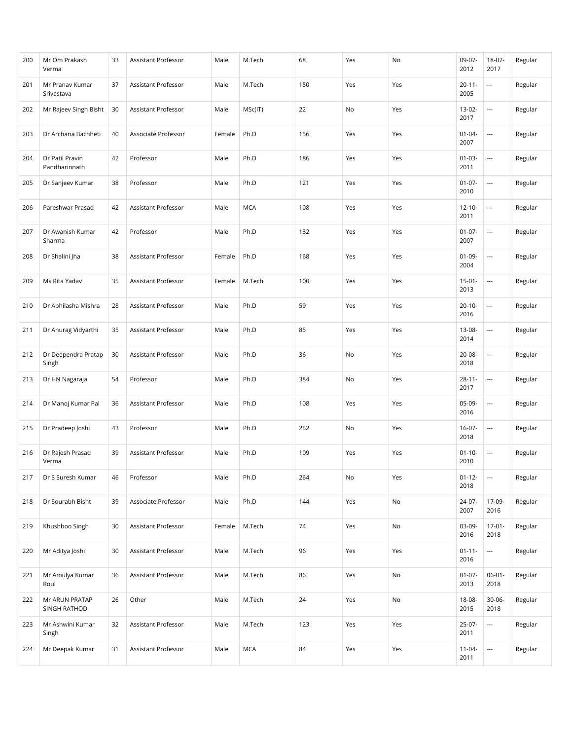| 200 | Mr Om Prakash Verma | 33 | Assistant Professor | Male | M.Tech | 68 | Yes | No | 09-07-2012 | 18-07-2017 | Regular |
|---|---|---|---|---|---|---|---|---|---|---|---|
| 201 | Mr Pranav Kumar Srivastava | 37 | Assistant Professor | Male | M.Tech | 150 | Yes | Yes | 20-11-2005 | --- | Regular |
| 202 | Mr Rajeev Singh Bisht | 30 | Assistant Professor | Male | MSc(IT) | 22 | No | Yes | 13-02-2017 | --- | Regular |
| 203 | Dr Archana Bachheti | 40 | Associate Professor | Female | Ph.D | 156 | Yes | Yes | 01-04-2007 | --- | Regular |
| 204 | Dr Patil Pravin Pandharinnath | 42 | Professor | Male | Ph.D | 186 | Yes | Yes | 01-03-2011 | --- | Regular |
| 205 | Dr Sanjeev Kumar | 38 | Professor | Male | Ph.D | 121 | Yes | Yes | 01-07-2010 | --- | Regular |
| 206 | Pareshwar Prasad | 42 | Assistant Professor | Male | MCA | 108 | Yes | Yes | 12-10-2011 | --- | Regular |
| 207 | Dr Awanish Kumar Sharma | 42 | Professor | Male | Ph.D | 132 | Yes | Yes | 01-07-2007 | --- | Regular |
| 208 | Dr Shalini Jha | 38 | Assistant Professor | Female | Ph.D | 168 | Yes | Yes | 01-09-2004 | --- | Regular |
| 209 | Ms Rita Yadav | 35 | Assistant Professor | Female | M.Tech | 100 | Yes | Yes | 15-01-2013 | --- | Regular |
| 210 | Dr Abhilasha Mishra | 28 | Assistant Professor | Male | Ph.D | 59 | Yes | Yes | 20-10-2016 | --- | Regular |
| 211 | Dr Anurag Vidyarthi | 35 | Assistant Professor | Male | Ph.D | 85 | Yes | Yes | 13-08-2014 | --- | Regular |
| 212 | Dr Deependra Pratap Singh | 30 | Assistant Professor | Male | Ph.D | 36 | No | Yes | 20-08-2018 | --- | Regular |
| 213 | Dr HN Nagaraja | 54 | Professor | Male | Ph.D | 384 | No | Yes | 28-11-2017 | --- | Regular |
| 214 | Dr Manoj Kumar Pal | 36 | Assistant Professor | Male | Ph.D | 108 | Yes | Yes | 05-09-2016 | --- | Regular |
| 215 | Dr Pradeep Joshi | 43 | Professor | Male | Ph.D | 252 | No | Yes | 16-07-2018 | --- | Regular |
| 216 | Dr Rajesh Prasad Verma | 39 | Assistant Professor | Male | Ph.D | 109 | Yes | Yes | 01-10-2010 | --- | Regular |
| 217 | Dr S Suresh Kumar | 46 | Professor | Male | Ph.D | 264 | No | Yes | 01-12-2018 | --- | Regular |
| 218 | Dr Sourabh Bisht | 39 | Associate Professor | Male | Ph.D | 144 | Yes | No | 24-07-2007 | 17-09-2016 | Regular |
| 219 | Khushboo Singh | 30 | Assistant Professor | Female | M.Tech | 74 | Yes | No | 03-09-2016 | 17-01-2018 | Regular |
| 220 | Mr Aditya Joshi | 30 | Assistant Professor | Male | M.Tech | 96 | Yes | Yes | 01-11-2016 | --- | Regular |
| 221 | Mr Amulya Kumar Roul | 36 | Assistant Professor | Male | M.Tech | 86 | Yes | No | 01-07-2013 | 06-01-2018 | Regular |
| 222 | Mr ARUN PRATAP SINGH RATHOD | 26 | Other | Male | M.Tech | 24 | Yes | No | 18-08-2015 | 30-06-2018 | Regular |
| 223 | Mr Ashwini Kumar Singh | 32 | Assistant Professor | Male | M.Tech | 123 | Yes | Yes | 25-07-2011 | --- | Regular |
| 224 | Mr Deepak Kumar | 31 | Assistant Professor | Male | MCA | 84 | Yes | Yes | 11-04-2011 | --- | Regular |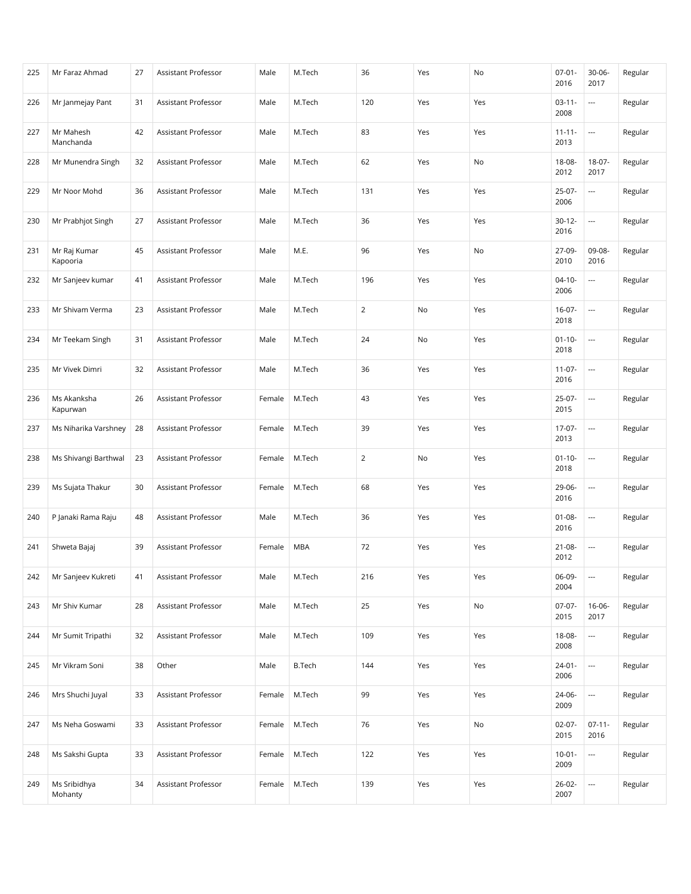| 225 | Mr Faraz Ahmad | 27 | Assistant Professor | Male | M.Tech | 36 | Yes | No | 07-01-2016 | 30-06-2017 | Regular |
|---|---|---|---|---|---|---|---|---|---|---|---|
| 226 | Mr Janmejay Pant | 31 | Assistant Professor | Male | M.Tech | 120 | Yes | Yes | 03-11-2008 | --- | Regular |
| 227 | Mr Mahesh Manchanda | 42 | Assistant Professor | Male | M.Tech | 83 | Yes | Yes | 11-11-2013 | --- | Regular |
| 228 | Mr Munendra Singh | 32 | Assistant Professor | Male | M.Tech | 62 | Yes | No | 18-08-2012 | 18-07-2017 | Regular |
| 229 | Mr Noor Mohd | 36 | Assistant Professor | Male | M.Tech | 131 | Yes | Yes | 25-07-2006 | --- | Regular |
| 230 | Mr Prabhjot Singh | 27 | Assistant Professor | Male | M.Tech | 36 | Yes | Yes | 30-12-2016 | --- | Regular |
| 231 | Mr Raj Kumar Kapooria | 45 | Assistant Professor | Male | M.E. | 96 | Yes | No | 27-09-2010 | 09-08-2016 | Regular |
| 232 | Mr Sanjeev kumar | 41 | Assistant Professor | Male | M.Tech | 196 | Yes | Yes | 04-10-2006 | --- | Regular |
| 233 | Mr Shivam Verma | 23 | Assistant Professor | Male | M.Tech | 2 | No | Yes | 16-07-2018 | --- | Regular |
| 234 | Mr Teekam Singh | 31 | Assistant Professor | Male | M.Tech | 24 | No | Yes | 01-10-2018 | --- | Regular |
| 235 | Mr Vivek Dimri | 32 | Assistant Professor | Male | M.Tech | 36 | Yes | Yes | 11-07-2016 | --- | Regular |
| 236 | Ms Akanksha Kapurwan | 26 | Assistant Professor | Female | M.Tech | 43 | Yes | Yes | 25-07-2015 | --- | Regular |
| 237 | Ms Niharika Varshney | 28 | Assistant Professor | Female | M.Tech | 39 | Yes | Yes | 17-07-2013 | --- | Regular |
| 238 | Ms Shivangi Barthwal | 23 | Assistant Professor | Female | M.Tech | 2 | No | Yes | 01-10-2018 | --- | Regular |
| 239 | Ms Sujata Thakur | 30 | Assistant Professor | Female | M.Tech | 68 | Yes | Yes | 29-06-2016 | --- | Regular |
| 240 | P Janaki Rama Raju | 48 | Assistant Professor | Male | M.Tech | 36 | Yes | Yes | 01-08-2016 | --- | Regular |
| 241 | Shweta Bajaj | 39 | Assistant Professor | Female | MBA | 72 | Yes | Yes | 21-08-2012 | --- | Regular |
| 242 | Mr Sanjeev Kukreti | 41 | Assistant Professor | Male | M.Tech | 216 | Yes | Yes | 06-09-2004 | --- | Regular |
| 243 | Mr Shiv Kumar | 28 | Assistant Professor | Male | M.Tech | 25 | Yes | No | 07-07-2015 | 16-06-2017 | Regular |
| 244 | Mr Sumit Tripathi | 32 | Assistant Professor | Male | M.Tech | 109 | Yes | Yes | 18-08-2008 | --- | Regular |
| 245 | Mr Vikram Soni | 38 | Other | Male | B.Tech | 144 | Yes | Yes | 24-01-2006 | --- | Regular |
| 246 | Mrs Shuchi Juyal | 33 | Assistant Professor | Female | M.Tech | 99 | Yes | Yes | 24-06-2009 | --- | Regular |
| 247 | Ms Neha Goswami | 33 | Assistant Professor | Female | M.Tech | 76 | Yes | No | 02-07-2015 | 07-11-2016 | Regular |
| 248 | Ms Sakshi Gupta | 33 | Assistant Professor | Female | M.Tech | 122 | Yes | Yes | 10-01-2009 | --- | Regular |
| 249 | Ms Sribidhya Mohanty | 34 | Assistant Professor | Female | M.Tech | 139 | Yes | Yes | 26-02-2007 | --- | Regular |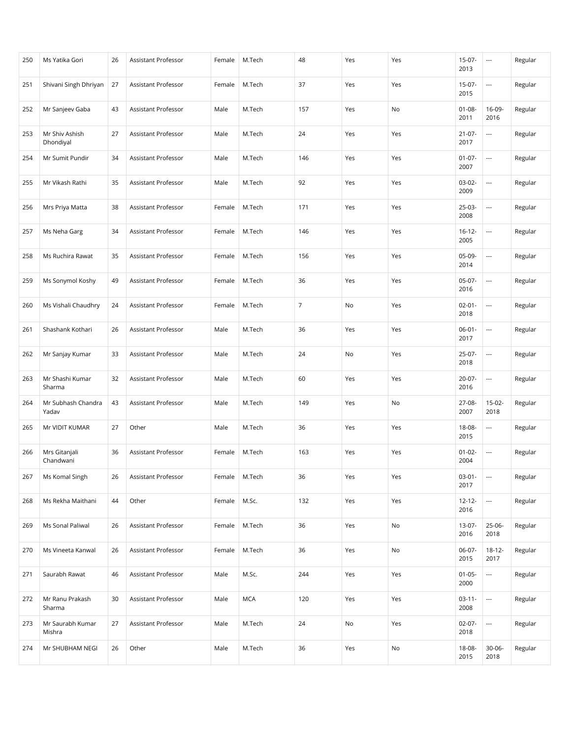| 250 | Ms Yatika Gori | 26 | Assistant Professor | Female | M.Tech | 48 | Yes | Yes | 15-07-2013 | --- | Regular |
|---|---|---|---|---|---|---|---|---|---|---|---|
| 251 | Shivani Singh Dhriyan | 27 | Assistant Professor | Female | M.Tech | 37 | Yes | Yes | 15-07-2015 | --- | Regular |
| 252 | Mr Sanjeev Gaba | 43 | Assistant Professor | Male | M.Tech | 157 | Yes | No | 01-08-2011 | 16-09-2016 | Regular |
| 253 | Mr Shiv Ashish Dhondiyal | 27 | Assistant Professor | Male | M.Tech | 24 | Yes | Yes | 21-07-2017 | --- | Regular |
| 254 | Mr Sumit Pundir | 34 | Assistant Professor | Male | M.Tech | 146 | Yes | Yes | 01-07-2007 | --- | Regular |
| 255 | Mr Vikash Rathi | 35 | Assistant Professor | Male | M.Tech | 92 | Yes | Yes | 03-02-2009 | --- | Regular |
| 256 | Mrs Priya Matta | 38 | Assistant Professor | Female | M.Tech | 171 | Yes | Yes | 25-03-2008 | --- | Regular |
| 257 | Ms Neha Garg | 34 | Assistant Professor | Female | M.Tech | 146 | Yes | Yes | 16-12-2005 | --- | Regular |
| 258 | Ms Ruchira Rawat | 35 | Assistant Professor | Female | M.Tech | 156 | Yes | Yes | 05-09-2014 | --- | Regular |
| 259 | Ms Sonymol Koshy | 49 | Assistant Professor | Female | M.Tech | 36 | Yes | Yes | 05-07-2016 | --- | Regular |
| 260 | Ms Vishali Chaudhry | 24 | Assistant Professor | Female | M.Tech | 7 | No | Yes | 02-01-2018 | --- | Regular |
| 261 | Shashank Kothari | 26 | Assistant Professor | Male | M.Tech | 36 | Yes | Yes | 06-01-2017 | --- | Regular |
| 262 | Mr Sanjay Kumar | 33 | Assistant Professor | Male | M.Tech | 24 | No | Yes | 25-07-2018 | --- | Regular |
| 263 | Mr Shashi Kumar Sharma | 32 | Assistant Professor | Male | M.Tech | 60 | Yes | Yes | 20-07-2016 | --- | Regular |
| 264 | Mr Subhash Chandra Yadav | 43 | Assistant Professor | Male | M.Tech | 149 | Yes | No | 27-08-2007 | 15-02-2018 | Regular |
| 265 | Mr VIDIT KUMAR | 27 | Other | Male | M.Tech | 36 | Yes | Yes | 18-08-2015 | --- | Regular |
| 266 | Mrs Gitanjali Chandwani | 36 | Assistant Professor | Female | M.Tech | 163 | Yes | Yes | 01-02-2004 | --- | Regular |
| 267 | Ms Komal Singh | 26 | Assistant Professor | Female | M.Tech | 36 | Yes | Yes | 03-01-2017 | --- | Regular |
| 268 | Ms Rekha Maithani | 44 | Other | Female | M.Sc. | 132 | Yes | Yes | 12-12-2016 | --- | Regular |
| 269 | Ms Sonal Paliwal | 26 | Assistant Professor | Female | M.Tech | 36 | Yes | No | 13-07-2016 | 25-06-2018 | Regular |
| 270 | Ms Vineeta Kanwal | 26 | Assistant Professor | Female | M.Tech | 36 | Yes | No | 06-07-2015 | 18-12-2017 | Regular |
| 271 | Saurabh Rawat | 46 | Assistant Professor | Male | M.Sc. | 244 | Yes | Yes | 01-05-2000 | --- | Regular |
| 272 | Mr Ranu Prakash Sharma | 30 | Assistant Professor | Male | MCA | 120 | Yes | Yes | 03-11-2008 | --- | Regular |
| 273 | Mr Saurabh Kumar Mishra | 27 | Assistant Professor | Male | M.Tech | 24 | No | Yes | 02-07-2018 | --- | Regular |
| 274 | Mr SHUBHAM NEGI | 26 | Other | Male | M.Tech | 36 | Yes | No | 18-08-2015 | 30-06-2018 | Regular |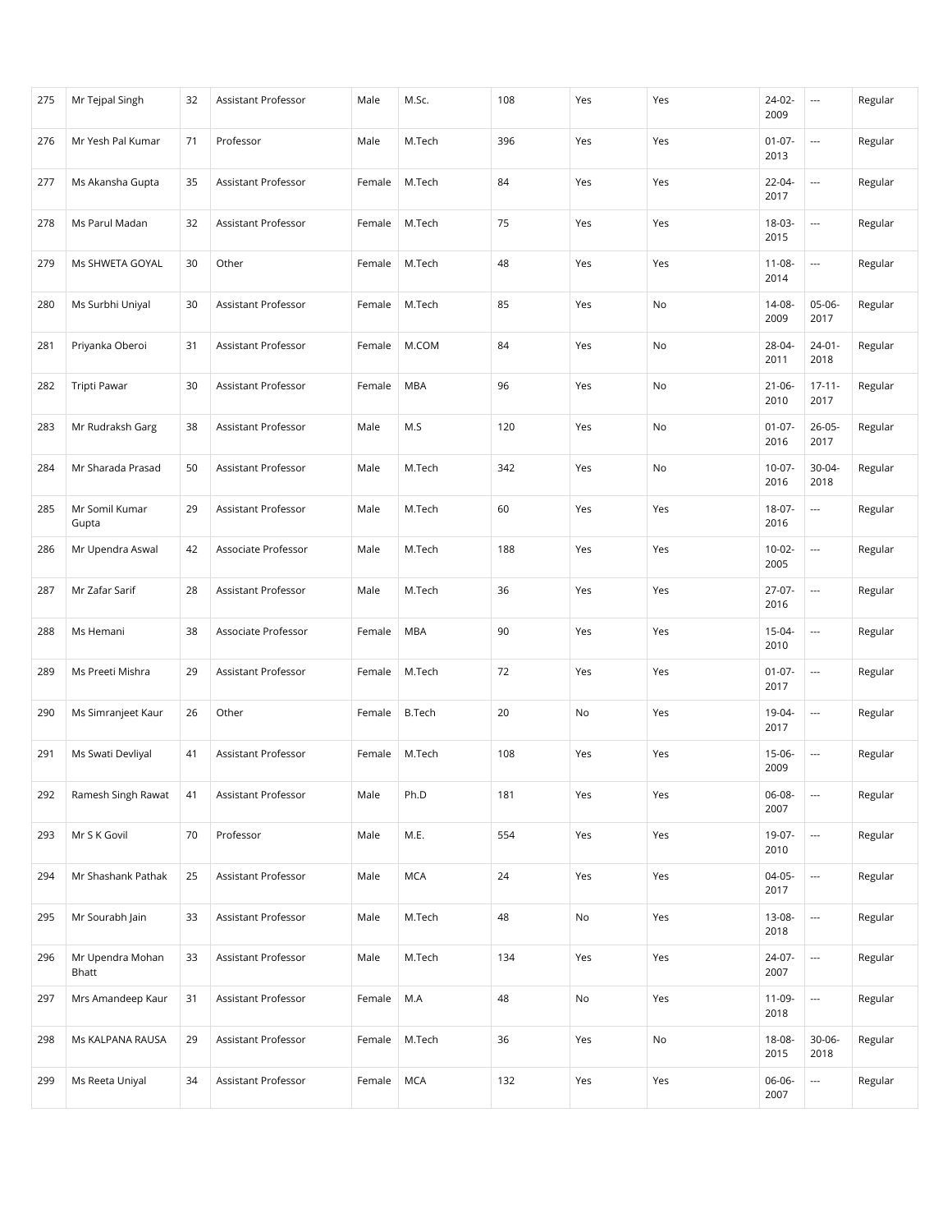| | | | | | | | | | | | |
|---|---|---|---|---|---|---|---|---|---|---|---|
| 275 | Mr Tejpal Singh | 32 | Assistant Professor | Male | M.Sc. | 108 | Yes | Yes | 24-02-2009 | --- | Regular |
| 276 | Mr Yesh Pal Kumar | 71 | Professor | Male | M.Tech | 396 | Yes | Yes | 01-07-2013 | --- | Regular |
| 277 | Ms Akansha Gupta | 35 | Assistant Professor | Female | M.Tech | 84 | Yes | Yes | 22-04-2017 | --- | Regular |
| 278 | Ms Parul Madan | 32 | Assistant Professor | Female | M.Tech | 75 | Yes | Yes | 18-03-2015 | --- | Regular |
| 279 | Ms SHWETA GOYAL | 30 | Other | Female | M.Tech | 48 | Yes | Yes | 11-08-2014 | --- | Regular |
| 280 | Ms Surbhi Uniyal | 30 | Assistant Professor | Female | M.Tech | 85 | Yes | No | 14-08-2009 | 05-06-2017 | Regular |
| 281 | Priyanka Oberoi | 31 | Assistant Professor | Female | M.COM | 84 | Yes | No | 28-04-2011 | 24-01-2018 | Regular |
| 282 | Tripti Pawar | 30 | Assistant Professor | Female | MBA | 96 | Yes | No | 21-06-2010 | 17-11-2017 | Regular |
| 283 | Mr Rudraksh Garg | 38 | Assistant Professor | Male | M.S | 120 | Yes | No | 01-07-2016 | 26-05-2017 | Regular |
| 284 | Mr Sharada Prasad | 50 | Assistant Professor | Male | M.Tech | 342 | Yes | No | 10-07-2016 | 30-04-2018 | Regular |
| 285 | Mr Somil Kumar Gupta | 29 | Assistant Professor | Male | M.Tech | 60 | Yes | Yes | 18-07-2016 | --- | Regular |
| 286 | Mr Upendra Aswal | 42 | Associate Professor | Male | M.Tech | 188 | Yes | Yes | 10-02-2005 | --- | Regular |
| 287 | Mr Zafar Sarif | 28 | Assistant Professor | Male | M.Tech | 36 | Yes | Yes | 27-07-2016 | --- | Regular |
| 288 | Ms Hemani | 38 | Associate Professor | Female | MBA | 90 | Yes | Yes | 15-04-2010 | --- | Regular |
| 289 | Ms Preeti Mishra | 29 | Assistant Professor | Female | M.Tech | 72 | Yes | Yes | 01-07-2017 | --- | Regular |
| 290 | Ms Simranjeet Kaur | 26 | Other | Female | B.Tech | 20 | No | Yes | 19-04-2017 | --- | Regular |
| 291 | Ms Swati Devliyal | 41 | Assistant Professor | Female | M.Tech | 108 | Yes | Yes | 15-06-2009 | --- | Regular |
| 292 | Ramesh Singh Rawat | 41 | Assistant Professor | Male | Ph.D | 181 | Yes | Yes | 06-08-2007 | --- | Regular |
| 293 | Mr S K Govil | 70 | Professor | Male | M.E. | 554 | Yes | Yes | 19-07-2010 | --- | Regular |
| 294 | Mr Shashank Pathak | 25 | Assistant Professor | Male | MCA | 24 | Yes | Yes | 04-05-2017 | --- | Regular |
| 295 | Mr Sourabh Jain | 33 | Assistant Professor | Male | M.Tech | 48 | No | Yes | 13-08-2018 | --- | Regular |
| 296 | Mr Upendra Mohan Bhatt | 33 | Assistant Professor | Male | M.Tech | 134 | Yes | Yes | 24-07-2007 | --- | Regular |
| 297 | Mrs Amandeep Kaur | 31 | Assistant Professor | Female | M.A | 48 | No | Yes | 11-09-2018 | --- | Regular |
| 298 | Ms KALPANA RAUSA | 29 | Assistant Professor | Female | M.Tech | 36 | Yes | No | 18-08-2015 | 30-06-2018 | Regular |
| 299 | Ms Reeta Uniyal | 34 | Assistant Professor | Female | MCA | 132 | Yes | Yes | 06-06-2007 | --- | Regular |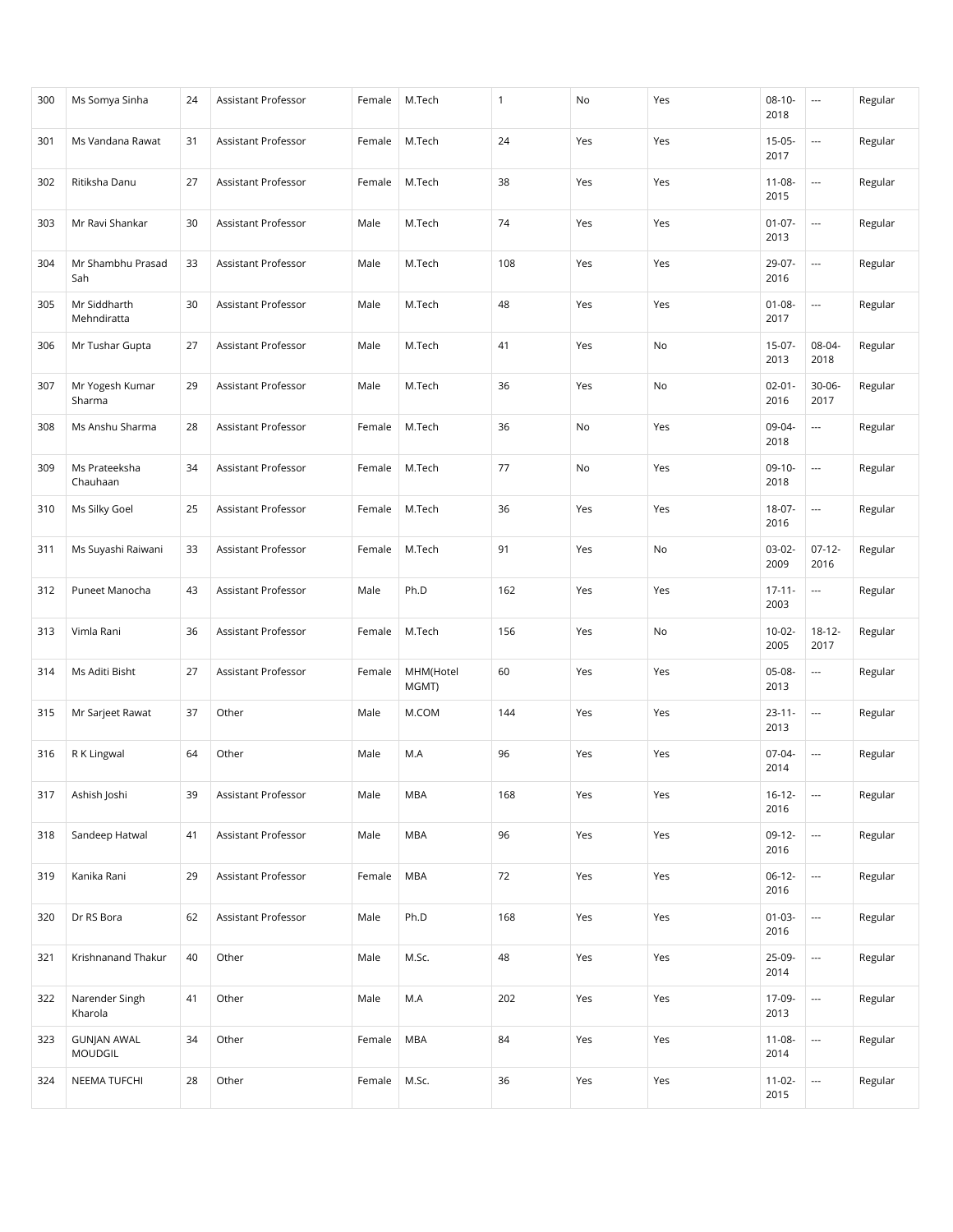| 300 | Ms Somya Sinha | 24 | Assistant Professor | Female | M.Tech | 1 | No | Yes | 08-10-2018 | --- | Regular |
|---|---|---|---|---|---|---|---|---|---|---|---|
| 301 | Ms Vandana Rawat | 31 | Assistant Professor | Female | M.Tech | 24 | Yes | Yes | 15-05-2017 | --- | Regular |
| 302 | Ritiksha Danu | 27 | Assistant Professor | Female | M.Tech | 38 | Yes | Yes | 11-08-2015 | --- | Regular |
| 303 | Mr Ravi Shankar | 30 | Assistant Professor | Male | M.Tech | 74 | Yes | Yes | 01-07-2013 | --- | Regular |
| 304 | Mr Shambhu Prasad Sah | 33 | Assistant Professor | Male | M.Tech | 108 | Yes | Yes | 29-07-2016 | --- | Regular |
| 305 | Mr Siddharth Mehndiratta | 30 | Assistant Professor | Male | M.Tech | 48 | Yes | Yes | 01-08-2017 | --- | Regular |
| 306 | Mr Tushar Gupta | 27 | Assistant Professor | Male | M.Tech | 41 | Yes | No | 15-07-2013 | 08-04-2018 | Regular |
| 307 | Mr Yogesh Kumar Sharma | 29 | Assistant Professor | Male | M.Tech | 36 | Yes | No | 02-01-2016 | 30-06-2017 | Regular |
| 308 | Ms Anshu Sharma | 28 | Assistant Professor | Female | M.Tech | 36 | No | Yes | 09-04-2018 | --- | Regular |
| 309 | Ms Prateeksha Chauhaan | 34 | Assistant Professor | Female | M.Tech | 77 | No | Yes | 09-10-2018 | --- | Regular |
| 310 | Ms Silky Goel | 25 | Assistant Professor | Female | M.Tech | 36 | Yes | Yes | 18-07-2016 | --- | Regular |
| 311 | Ms Suyashi Raiwani | 33 | Assistant Professor | Female | M.Tech | 91 | Yes | No | 03-02-2009 | 07-12-2016 | Regular |
| 312 | Puneet Manocha | 43 | Assistant Professor | Male | Ph.D | 162 | Yes | Yes | 17-11-2003 | --- | Regular |
| 313 | Vimla Rani | 36 | Assistant Professor | Female | M.Tech | 156 | Yes | No | 10-02-2005 | 18-12-2017 | Regular |
| 314 | Ms Aditi Bisht | 27 | Assistant Professor | Female | MHM(Hotel MGMT) | 60 | Yes | Yes | 05-08-2013 | --- | Regular |
| 315 | Mr Sarjeet Rawat | 37 | Other | Male | M.COM | 144 | Yes | Yes | 23-11-2013 | --- | Regular |
| 316 | R K Lingwal | 64 | Other | Male | M.A | 96 | Yes | Yes | 07-04-2014 | --- | Regular |
| 317 | Ashish Joshi | 39 | Assistant Professor | Male | MBA | 168 | Yes | Yes | 16-12-2016 | --- | Regular |
| 318 | Sandeep Hatwal | 41 | Assistant Professor | Male | MBA | 96 | Yes | Yes | 09-12-2016 | --- | Regular |
| 319 | Kanika Rani | 29 | Assistant Professor | Female | MBA | 72 | Yes | Yes | 06-12-2016 | --- | Regular |
| 320 | Dr RS Bora | 62 | Assistant Professor | Male | Ph.D | 168 | Yes | Yes | 01-03-2016 | --- | Regular |
| 321 | Krishnanand Thakur | 40 | Other | Male | M.Sc. | 48 | Yes | Yes | 25-09-2014 | --- | Regular |
| 322 | Narender Singh Kharola | 41 | Other | Male | M.A | 202 | Yes | Yes | 17-09-2013 | --- | Regular |
| 323 | GUNJAN AWAL MOUDGIL | 34 | Other | Female | MBA | 84 | Yes | Yes | 11-08-2014 | --- | Regular |
| 324 | NEEMA TUFCHI | 28 | Other | Female | M.Sc. | 36 | Yes | Yes | 11-02-2015 | --- | Regular |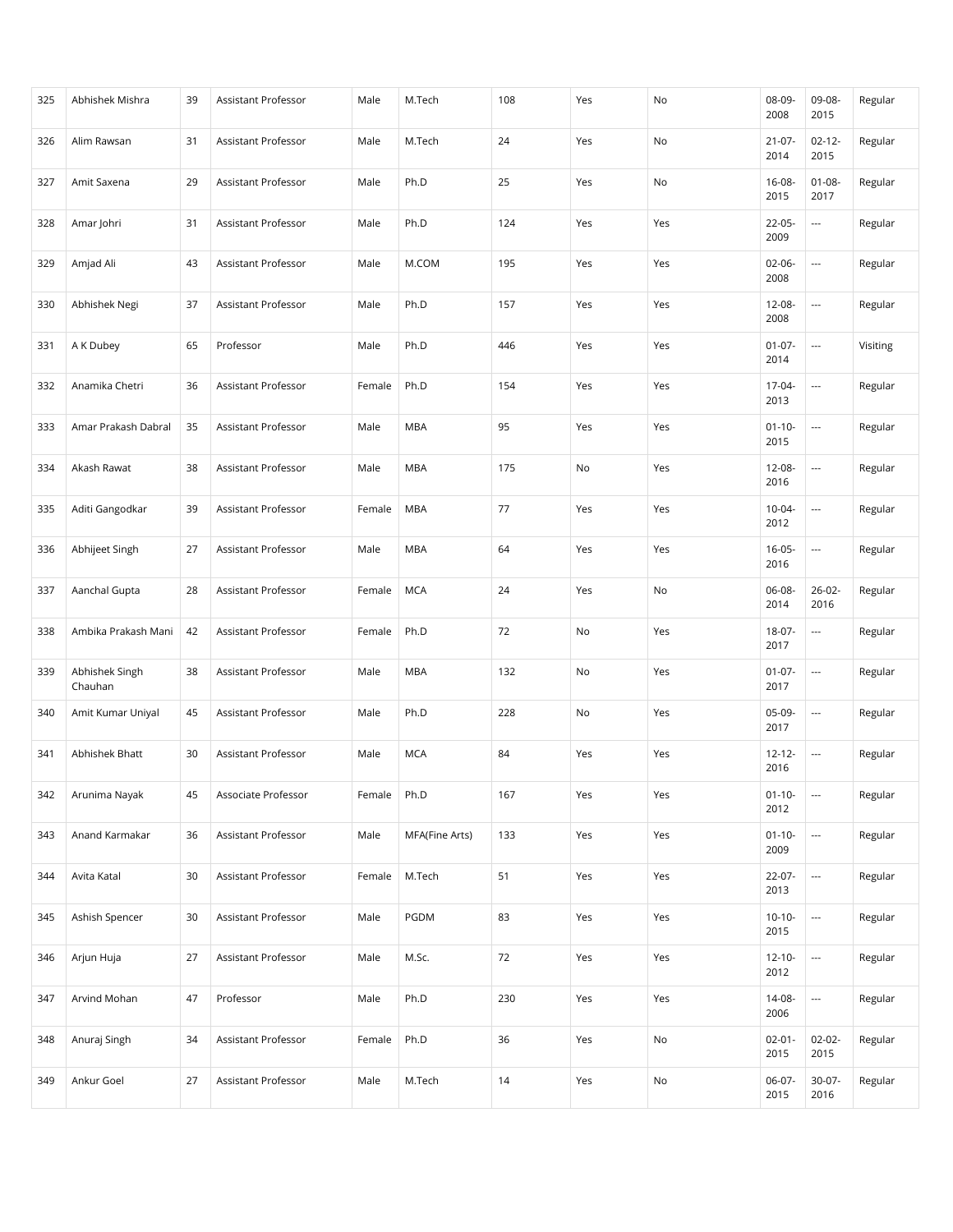| 325 | Abhishek Mishra | 39 | Assistant Professor | Male | M.Tech | 108 | Yes | No | 08-09-2008 | 09-08-2015 | Regular |
|---|---|---|---|---|---|---|---|---|---|---|---|
| 326 | Alim Rawsan | 31 | Assistant Professor | Male | M.Tech | 24 | Yes | No | 21-07-2014 | 02-12-2015 | Regular |
| 327 | Amit Saxena | 29 | Assistant Professor | Male | Ph.D | 25 | Yes | No | 16-08-2015 | 01-08-2017 | Regular |
| 328 | Amar Johri | 31 | Assistant Professor | Male | Ph.D | 124 | Yes | Yes | 22-05-2009 | --- | Regular |
| 329 | Amjad Ali | 43 | Assistant Professor | Male | M.COM | 195 | Yes | Yes | 02-06-2008 | --- | Regular |
| 330 | Abhishek Negi | 37 | Assistant Professor | Male | Ph.D | 157 | Yes | Yes | 12-08-2008 | --- | Regular |
| 331 | A K Dubey | 65 | Professor | Male | Ph.D | 446 | Yes | Yes | 01-07-2014 | --- | Visiting |
| 332 | Anamika Chetri | 36 | Assistant Professor | Female | Ph.D | 154 | Yes | Yes | 17-04-2013 | --- | Regular |
| 333 | Amar Prakash Dabral | 35 | Assistant Professor | Male | MBA | 95 | Yes | Yes | 01-10-2015 | --- | Regular |
| 334 | Akash Rawat | 38 | Assistant Professor | Male | MBA | 175 | No | Yes | 12-08-2016 | --- | Regular |
| 335 | Aditi Gangodkar | 39 | Assistant Professor | Female | MBA | 77 | Yes | Yes | 10-04-2012 | --- | Regular |
| 336 | Abhijeet Singh | 27 | Assistant Professor | Male | MBA | 64 | Yes | Yes | 16-05-2016 | --- | Regular |
| 337 | Aanchal Gupta | 28 | Assistant Professor | Female | MCA | 24 | Yes | No | 06-08-2014 | 26-02-2016 | Regular |
| 338 | Ambika Prakash Mani | 42 | Assistant Professor | Female | Ph.D | 72 | No | Yes | 18-07-2017 | --- | Regular |
| 339 | Abhishek Singh Chauhan | 38 | Assistant Professor | Male | MBA | 132 | No | Yes | 01-07-2017 | --- | Regular |
| 340 | Amit Kumar Uniyal | 45 | Assistant Professor | Male | Ph.D | 228 | No | Yes | 05-09-2017 | --- | Regular |
| 341 | Abhishek Bhatt | 30 | Assistant Professor | Male | MCA | 84 | Yes | Yes | 12-12-2016 | --- | Regular |
| 342 | Arunima Nayak | 45 | Associate Professor | Female | Ph.D | 167 | Yes | Yes | 01-10-2012 | --- | Regular |
| 343 | Anand Karmakar | 36 | Assistant Professor | Male | MFA(Fine Arts) | 133 | Yes | Yes | 01-10-2009 | --- | Regular |
| 344 | Avita Katal | 30 | Assistant Professor | Female | M.Tech | 51 | Yes | Yes | 22-07-2013 | --- | Regular |
| 345 | Ashish Spencer | 30 | Assistant Professor | Male | PGDM | 83 | Yes | Yes | 10-10-2015 | --- | Regular |
| 346 | Arjun Huja | 27 | Assistant Professor | Male | M.Sc. | 72 | Yes | Yes | 12-10-2012 | --- | Regular |
| 347 | Arvind Mohan | 47 | Professor | Male | Ph.D | 230 | Yes | Yes | 14-08-2006 | --- | Regular |
| 348 | Anuraj Singh | 34 | Assistant Professor | Female | Ph.D | 36 | Yes | No | 02-01-2015 | 02-02-2015 | Regular |
| 349 | Ankur Goel | 27 | Assistant Professor | Male | M.Tech | 14 | Yes | No | 06-07-2015 | 30-07-2016 | Regular |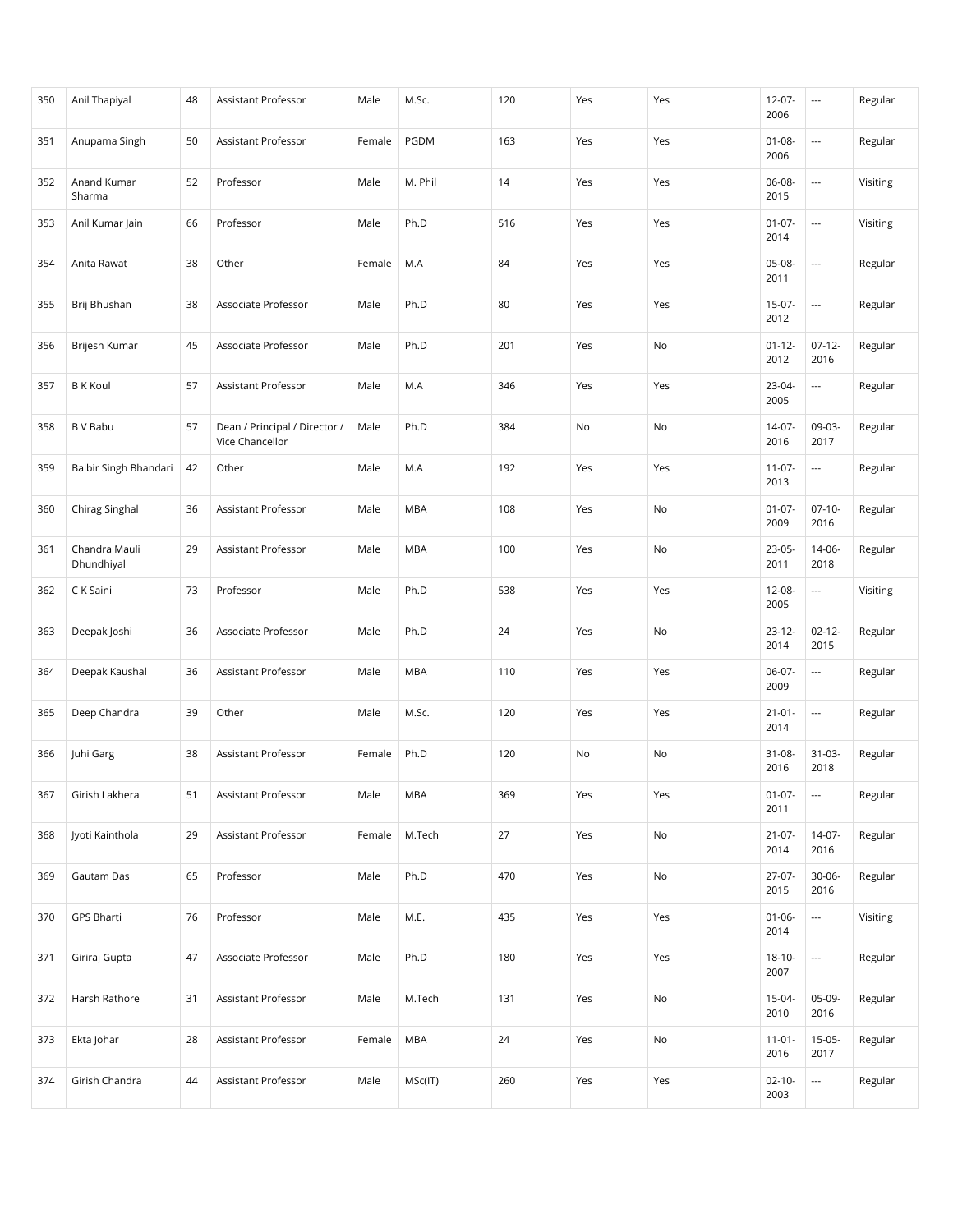| 350 | Anil Thapiyal | 48 | Assistant Professor | Male | M.Sc. | 120 | Yes | Yes | 12-07-2006 | --- | Regular |
|---|---|---|---|---|---|---|---|---|---|---|---|
| 351 | Anupama Singh | 50 | Assistant Professor | Female | PGDM | 163 | Yes | Yes | 01-08-2006 | --- | Regular |
| 352 | Anand Kumar Sharma | 52 | Professor | Male | M. Phil | 14 | Yes | Yes | 06-08-2015 | --- | Visiting |
| 353 | Anil Kumar Jain | 66 | Professor | Male | Ph.D | 516 | Yes | Yes | 01-07-2014 | --- | Visiting |
| 354 | Anita Rawat | 38 | Other | Female | M.A | 84 | Yes | Yes | 05-08-2011 | --- | Regular |
| 355 | Brij Bhushan | 38 | Associate Professor | Male | Ph.D | 80 | Yes | Yes | 15-07-2012 | --- | Regular |
| 356 | Brijesh Kumar | 45 | Associate Professor | Male | Ph.D | 201 | Yes | No | 01-12-2012 | 07-12-2016 | Regular |
| 357 | B K Koul | 57 | Assistant Professor | Male | M.A | 346 | Yes | Yes | 23-04-2005 | --- | Regular |
| 358 | B V Babu | 57 | Dean / Principal / Director / Vice Chancellor | Male | Ph.D | 384 | No | No | 14-07-2016 | 09-03-2017 | Regular |
| 359 | Balbir Singh Bhandari | 42 | Other | Male | M.A | 192 | Yes | Yes | 11-07-2013 | --- | Regular |
| 360 | Chirag Singhal | 36 | Assistant Professor | Male | MBA | 108 | Yes | No | 01-07-2009 | 07-10-2016 | Regular |
| 361 | Chandra Mauli Dhundhiyal | 29 | Assistant Professor | Male | MBA | 100 | Yes | No | 23-05-2011 | 14-06-2018 | Regular |
| 362 | C K Saini | 73 | Professor | Male | Ph.D | 538 | Yes | Yes | 12-08-2005 | --- | Visiting |
| 363 | Deepak Joshi | 36 | Associate Professor | Male | Ph.D | 24 | Yes | No | 23-12-2014 | 02-12-2015 | Regular |
| 364 | Deepak Kaushal | 36 | Assistant Professor | Male | MBA | 110 | Yes | Yes | 06-07-2009 | --- | Regular |
| 365 | Deep Chandra | 39 | Other | Male | M.Sc. | 120 | Yes | Yes | 21-01-2014 | --- | Regular |
| 366 | Juhi Garg | 38 | Assistant Professor | Female | Ph.D | 120 | No | No | 31-08-2016 | 31-03-2018 | Regular |
| 367 | Girish Lakhera | 51 | Assistant Professor | Male | MBA | 369 | Yes | Yes | 01-07-2011 | --- | Regular |
| 368 | Jyoti Kainthola | 29 | Assistant Professor | Female | M.Tech | 27 | Yes | No | 21-07-2014 | 14-07-2016 | Regular |
| 369 | Gautam Das | 65 | Professor | Male | Ph.D | 470 | Yes | No | 27-07-2015 | 30-06-2016 | Regular |
| 370 | GPS Bharti | 76 | Professor | Male | M.E. | 435 | Yes | Yes | 01-06-2014 | --- | Visiting |
| 371 | Giriraj Gupta | 47 | Associate Professor | Male | Ph.D | 180 | Yes | Yes | 18-10-2007 | --- | Regular |
| 372 | Harsh Rathore | 31 | Assistant Professor | Male | M.Tech | 131 | Yes | No | 15-04-2010 | 05-09-2016 | Regular |
| 373 | Ekta Johar | 28 | Assistant Professor | Female | MBA | 24 | Yes | No | 11-01-2016 | 15-05-2017 | Regular |
| 374 | Girish Chandra | 44 | Assistant Professor | Male | MSc(IT) | 260 | Yes | Yes | 02-10-2003 | --- | Regular |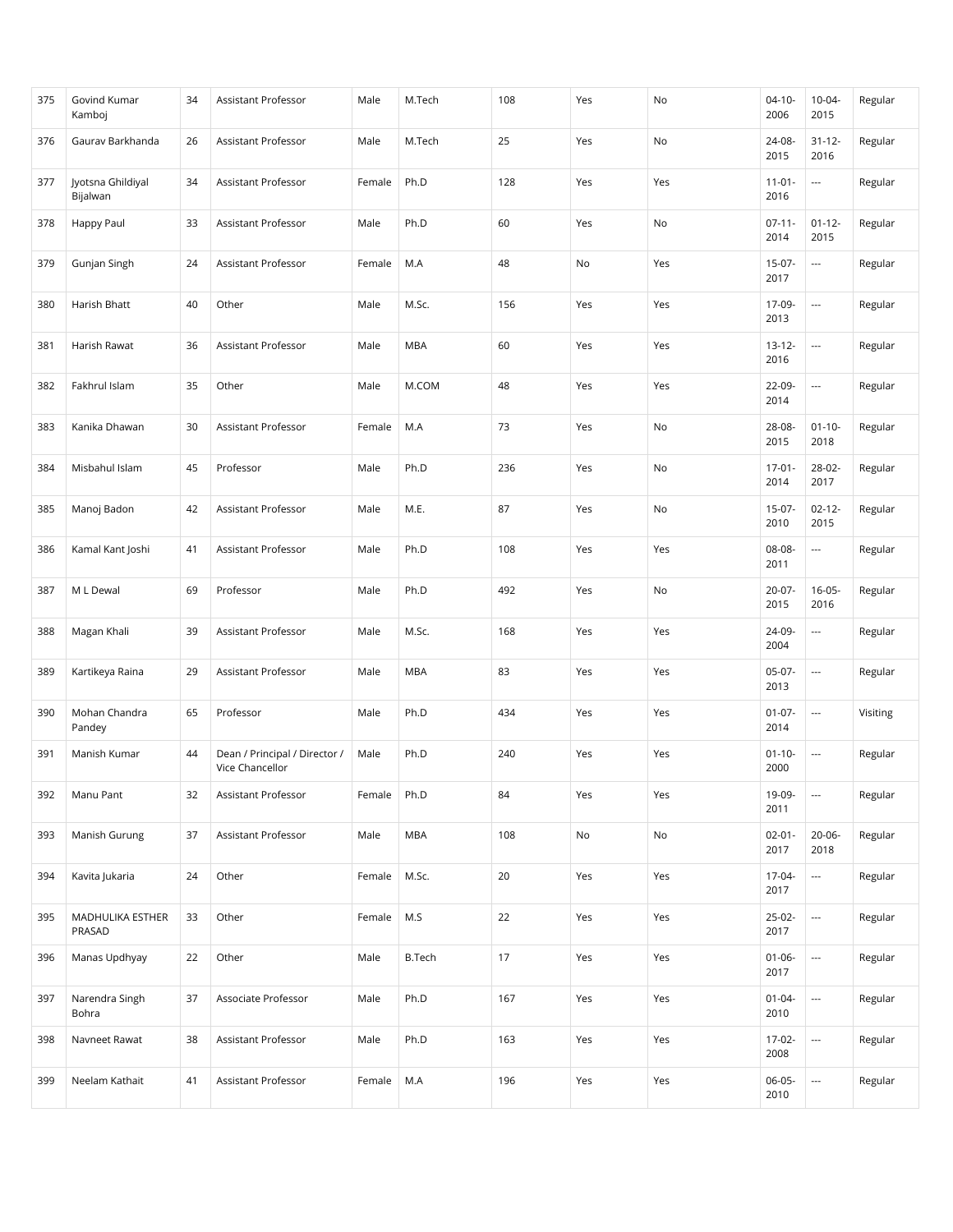| 375 | Govind Kumar Kamboj | 34 | Assistant Professor | Male | M.Tech | 108 | Yes | No | 04-10-2006 | 10-04-2015 | Regular |
|---|---|---|---|---|---|---|---|---|---|---|---|
| 376 | Gaurav Barkhanda | 26 | Assistant Professor | Male | M.Tech | 25 | Yes | No | 24-08-2015 | 31-12-2016 | Regular |
| 377 | Jyotsna Ghildiyal Bijalwan | 34 | Assistant Professor | Female | Ph.D | 128 | Yes | Yes | 11-01-2016 | --- | Regular |
| 378 | Happy Paul | 33 | Assistant Professor | Male | Ph.D | 60 | Yes | No | 07-11-2014 | 01-12-2015 | Regular |
| 379 | Gunjan Singh | 24 | Assistant Professor | Female | M.A | 48 | No | Yes | 15-07-2017 | --- | Regular |
| 380 | Harish Bhatt | 40 | Other | Male | M.Sc. | 156 | Yes | Yes | 17-09-2013 | --- | Regular |
| 381 | Harish Rawat | 36 | Assistant Professor | Male | MBA | 60 | Yes | Yes | 13-12-2016 | --- | Regular |
| 382 | Fakhrul Islam | 35 | Other | Male | M.COM | 48 | Yes | Yes | 22-09-2014 | --- | Regular |
| 383 | Kanika Dhawan | 30 | Assistant Professor | Female | M.A | 73 | Yes | No | 28-08-2015 | 01-10-2018 | Regular |
| 384 | Misbahul Islam | 45 | Professor | Male | Ph.D | 236 | Yes | No | 17-01-2014 | 28-02-2017 | Regular |
| 385 | Manoj Badon | 42 | Assistant Professor | Male | M.E. | 87 | Yes | No | 15-07-2010 | 02-12-2015 | Regular |
| 386 | Kamal Kant Joshi | 41 | Assistant Professor | Male | Ph.D | 108 | Yes | Yes | 08-08-2011 | --- | Regular |
| 387 | M L Dewal | 69 | Professor | Male | Ph.D | 492 | Yes | No | 20-07-2015 | 16-05-2016 | Regular |
| 388 | Magan Khali | 39 | Assistant Professor | Male | M.Sc. | 168 | Yes | Yes | 24-09-2004 | --- | Regular |
| 389 | Kartikeya Raina | 29 | Assistant Professor | Male | MBA | 83 | Yes | Yes | 05-07-2013 | --- | Regular |
| 390 | Mohan Chandra Pandey | 65 | Professor | Male | Ph.D | 434 | Yes | Yes | 01-07-2014 | --- | Visiting |
| 391 | Manish Kumar | 44 | Dean / Principal / Director / Vice Chancellor | Male | Ph.D | 240 | Yes | Yes | 01-10-2000 | --- | Regular |
| 392 | Manu Pant | 32 | Assistant Professor | Female | Ph.D | 84 | Yes | Yes | 19-09-2011 | --- | Regular |
| 393 | Manish Gurung | 37 | Assistant Professor | Male | MBA | 108 | No | No | 02-01-2017 | 20-06-2018 | Regular |
| 394 | Kavita Jukaria | 24 | Other | Female | M.Sc. | 20 | Yes | Yes | 17-04-2017 | --- | Regular |
| 395 | MADHULIKA ESTHER PRASAD | 33 | Other | Female | M.S | 22 | Yes | Yes | 25-02-2017 | --- | Regular |
| 396 | Manas Updhyay | 22 | Other | Male | B.Tech | 17 | Yes | Yes | 01-06-2017 | --- | Regular |
| 397 | Narendra Singh Bohra | 37 | Associate Professor | Male | Ph.D | 167 | Yes | Yes | 01-04-2010 | --- | Regular |
| 398 | Navneet Rawat | 38 | Assistant Professor | Male | Ph.D | 163 | Yes | Yes | 17-02-2008 | --- | Regular |
| 399 | Neelam Kathait | 41 | Assistant Professor | Female | M.A | 196 | Yes | Yes | 06-05-2010 | --- | Regular |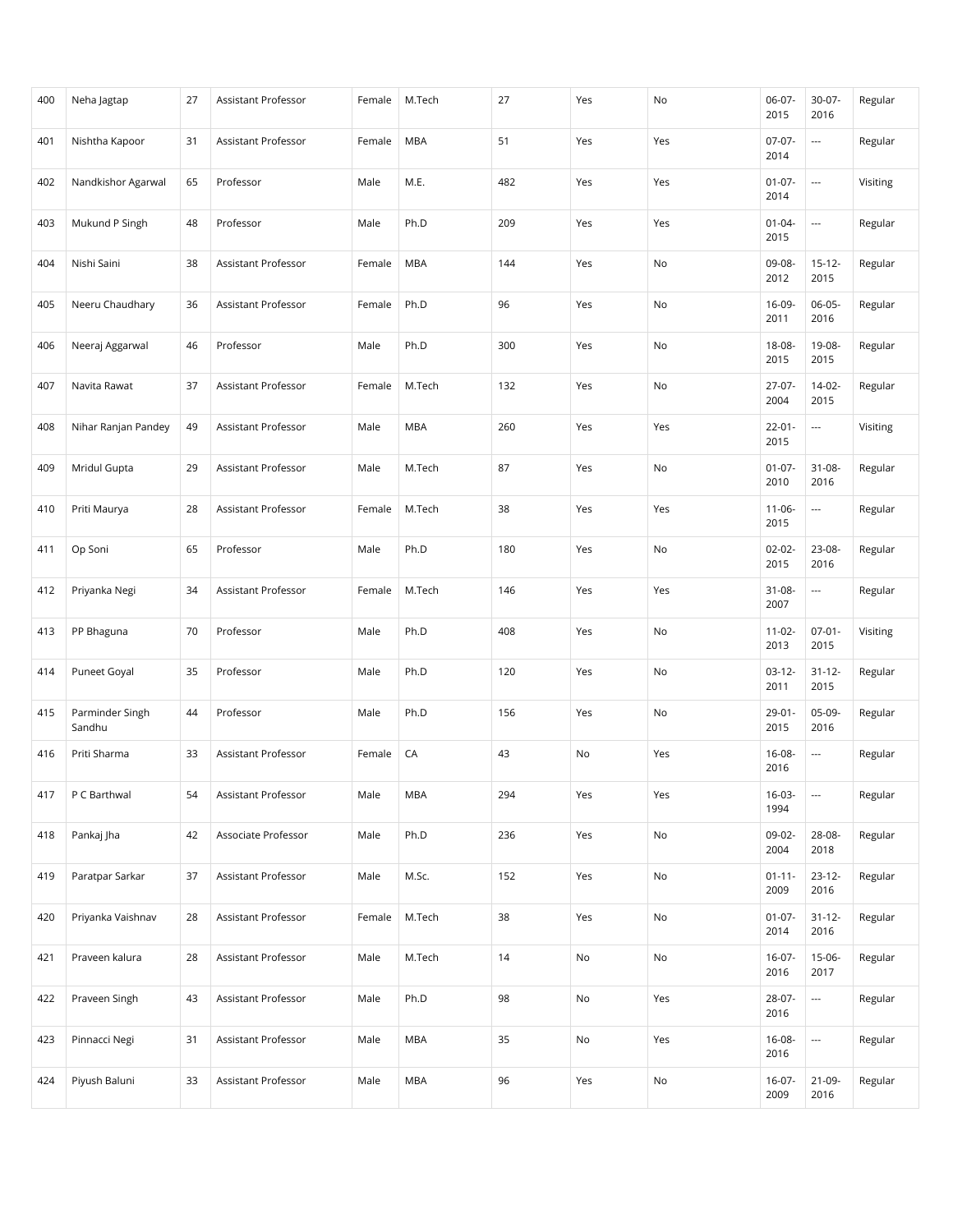| | | | | | | | | | | | |
|---|---|---|---|---|---|---|---|---|---|---|---|
| 400 | Neha Jagtap | 27 | Assistant Professor | Female | M.Tech | 27 | Yes | No | 06-07-2015 | 30-07-2016 | Regular |
| 401 | Nishtha Kapoor | 31 | Assistant Professor | Female | MBA | 51 | Yes | Yes | 07-07-2014 | --- | Regular |
| 402 | Nandkishor Agarwal | 65 | Professor | Male | M.E. | 482 | Yes | Yes | 01-07-2014 | --- | Visiting |
| 403 | Mukund P Singh | 48 | Professor | Male | Ph.D | 209 | Yes | Yes | 01-04-2015 | --- | Regular |
| 404 | Nishi Saini | 38 | Assistant Professor | Female | MBA | 144 | Yes | No | 09-08-2012 | 15-12-2015 | Regular |
| 405 | Neeru Chaudhary | 36 | Assistant Professor | Female | Ph.D | 96 | Yes | No | 16-09-2011 | 06-05-2016 | Regular |
| 406 | Neeraj Aggarwal | 46 | Professor | Male | Ph.D | 300 | Yes | No | 18-08-2015 | 19-08-2015 | Regular |
| 407 | Navita Rawat | 37 | Assistant Professor | Female | M.Tech | 132 | Yes | No | 27-07-2004 | 14-02-2015 | Regular |
| 408 | Nihar Ranjan Pandey | 49 | Assistant Professor | Male | MBA | 260 | Yes | Yes | 22-01-2015 | --- | Visiting |
| 409 | Mridul Gupta | 29 | Assistant Professor | Male | M.Tech | 87 | Yes | No | 01-07-2010 | 31-08-2016 | Regular |
| 410 | Priti Maurya | 28 | Assistant Professor | Female | M.Tech | 38 | Yes | Yes | 11-06-2015 | --- | Regular |
| 411 | Op Soni | 65 | Professor | Male | Ph.D | 180 | Yes | No | 02-02-2015 | 23-08-2016 | Regular |
| 412 | Priyanka Negi | 34 | Assistant Professor | Female | M.Tech | 146 | Yes | Yes | 31-08-2007 | --- | Regular |
| 413 | PP Bhaguna | 70 | Professor | Male | Ph.D | 408 | Yes | No | 11-02-2013 | 07-01-2015 | Visiting |
| 414 | Puneet Goyal | 35 | Professor | Male | Ph.D | 120 | Yes | No | 03-12-2011 | 31-12-2015 | Regular |
| 415 | Parminder Singh Sandhu | 44 | Professor | Male | Ph.D | 156 | Yes | No | 29-01-2015 | 05-09-2016 | Regular |
| 416 | Priti Sharma | 33 | Assistant Professor | Female | CA | 43 | No | Yes | 16-08-2016 | --- | Regular |
| 417 | P C Barthwal | 54 | Assistant Professor | Male | MBA | 294 | Yes | Yes | 16-03-1994 | --- | Regular |
| 418 | Pankaj Jha | 42 | Associate Professor | Male | Ph.D | 236 | Yes | No | 09-02-2004 | 28-08-2018 | Regular |
| 419 | Paratpar Sarkar | 37 | Assistant Professor | Male | M.Sc. | 152 | Yes | No | 01-11-2009 | 23-12-2016 | Regular |
| 420 | Priyanka Vaishnav | 28 | Assistant Professor | Female | M.Tech | 38 | Yes | No | 01-07-2014 | 31-12-2016 | Regular |
| 421 | Praveen kalura | 28 | Assistant Professor | Male | M.Tech | 14 | No | No | 16-07-2016 | 15-06-2017 | Regular |
| 422 | Praveen Singh | 43 | Assistant Professor | Male | Ph.D | 98 | No | Yes | 28-07-2016 | --- | Regular |
| 423 | Pinnacci Negi | 31 | Assistant Professor | Male | MBA | 35 | No | Yes | 16-08-2016 | --- | Regular |
| 424 | Piyush Baluni | 33 | Assistant Professor | Male | MBA | 96 | Yes | No | 16-07-2009 | 21-09-2016 | Regular |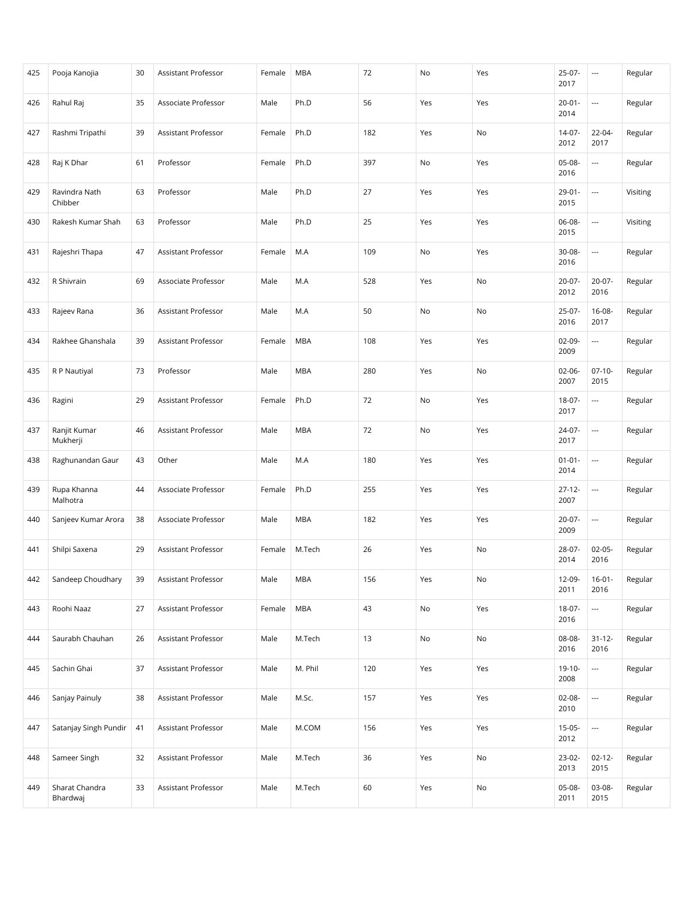| 425 | Pooja Kanojia | 30 | Assistant Professor | Female | MBA | 72 | No | Yes | 25-07-2017 | --- | Regular |
|---|---|---|---|---|---|---|---|---|---|---|---|
| 426 | Rahul Raj | 35 | Associate Professor | Male | Ph.D | 56 | Yes | Yes | 20-01-2014 | --- | Regular |
| 427 | Rashmi Tripathi | 39 | Assistant Professor | Female | Ph.D | 182 | Yes | No | 14-07-2012 | 22-04-2017 | Regular |
| 428 | Raj K Dhar | 61 | Professor | Female | Ph.D | 397 | No | Yes | 05-08-2016 | --- | Regular |
| 429 | Ravindra Nath Chibber | 63 | Professor | Male | Ph.D | 27 | Yes | Yes | 29-01-2015 | --- | Visiting |
| 430 | Rakesh Kumar Shah | 63 | Professor | Male | Ph.D | 25 | Yes | Yes | 06-08-2015 | --- | Visiting |
| 431 | Rajeshri Thapa | 47 | Assistant Professor | Female | M.A | 109 | No | Yes | 30-08-2016 | --- | Regular |
| 432 | R Shivrain | 69 | Associate Professor | Male | M.A | 528 | Yes | No | 20-07-2012 | 20-07-2016 | Regular |
| 433 | Rajeev Rana | 36 | Assistant Professor | Male | M.A | 50 | No | No | 25-07-2016 | 16-08-2017 | Regular |
| 434 | Rakhee Ghanshala | 39 | Assistant Professor | Female | MBA | 108 | Yes | Yes | 02-09-2009 | --- | Regular |
| 435 | R P Nautiyal | 73 | Professor | Male | MBA | 280 | Yes | No | 02-06-2007 | 07-10-2015 | Regular |
| 436 | Ragini | 29 | Assistant Professor | Female | Ph.D | 72 | No | Yes | 18-07-2017 | --- | Regular |
| 437 | Ranjit Kumar Mukherji | 46 | Assistant Professor | Male | MBA | 72 | No | Yes | 24-07-2017 | --- | Regular |
| 438 | Raghunandan Gaur | 43 | Other | Male | M.A | 180 | Yes | Yes | 01-01-2014 | --- | Regular |
| 439 | Rupa Khanna Malhotra | 44 | Associate Professor | Female | Ph.D | 255 | Yes | Yes | 27-12-2007 | --- | Regular |
| 440 | Sanjeev Kumar Arora | 38 | Associate Professor | Male | MBA | 182 | Yes | Yes | 20-07-2009 | --- | Regular |
| 441 | Shilpi Saxena | 29 | Assistant Professor | Female | M.Tech | 26 | Yes | No | 28-07-2014 | 02-05-2016 | Regular |
| 442 | Sandeep Choudhary | 39 | Assistant Professor | Male | MBA | 156 | Yes | No | 12-09-2011 | 16-01-2016 | Regular |
| 443 | Roohi Naaz | 27 | Assistant Professor | Female | MBA | 43 | No | Yes | 18-07-2016 | --- | Regular |
| 444 | Saurabh Chauhan | 26 | Assistant Professor | Male | M.Tech | 13 | No | No | 08-08-2016 | 31-12-2016 | Regular |
| 445 | Sachin Ghai | 37 | Assistant Professor | Male | M. Phil | 120 | Yes | Yes | 19-10-2008 | --- | Regular |
| 446 | Sanjay Painuly | 38 | Assistant Professor | Male | M.Sc. | 157 | Yes | Yes | 02-08-2010 | --- | Regular |
| 447 | Satanjay Singh Pundir | 41 | Assistant Professor | Male | M.COM | 156 | Yes | Yes | 15-05-2012 | --- | Regular |
| 448 | Sameer Singh | 32 | Assistant Professor | Male | M.Tech | 36 | Yes | No | 23-02-2013 | 02-12-2015 | Regular |
| 449 | Sharat Chandra Bhardwaj | 33 | Assistant Professor | Male | M.Tech | 60 | Yes | No | 05-08-2011 | 03-08-2015 | Regular |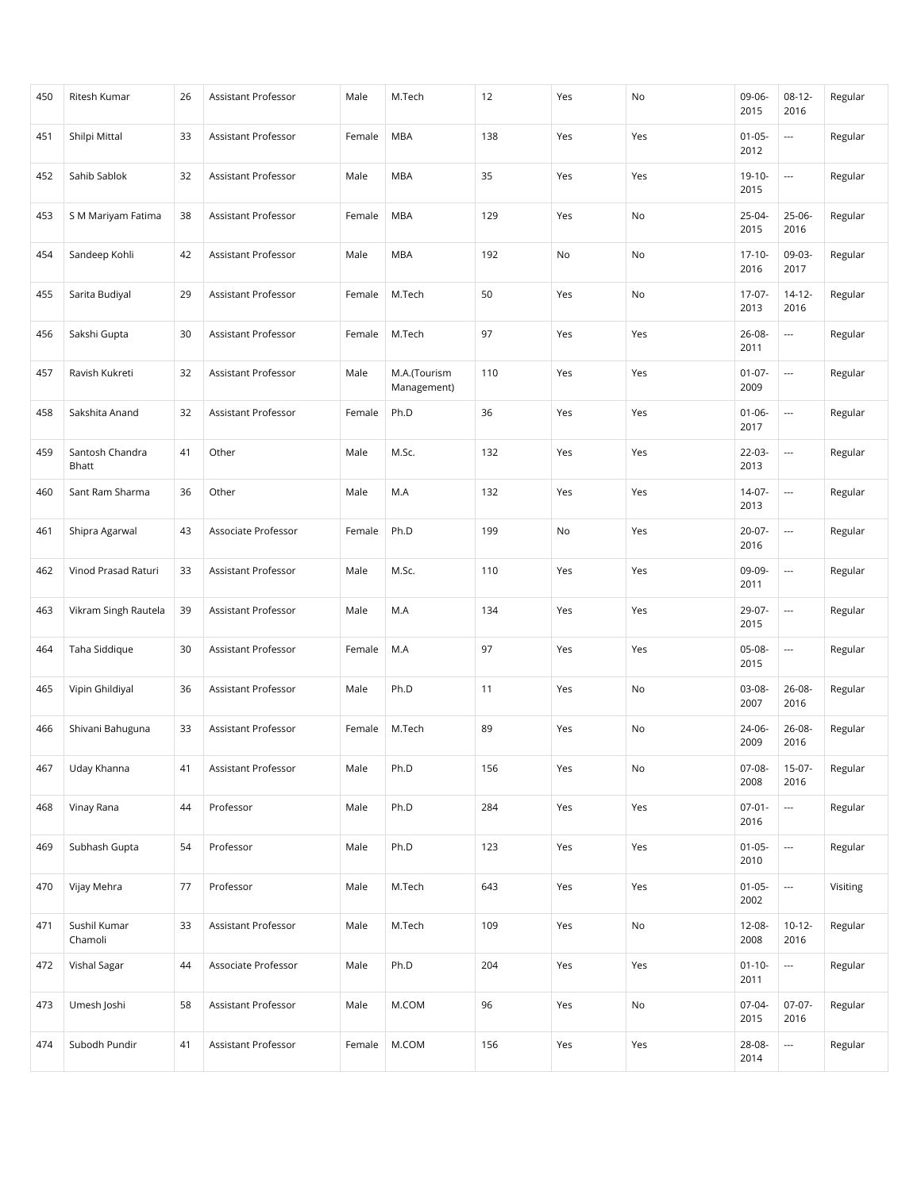| 450 | Ritesh Kumar | 26 | Assistant Professor | Male | M.Tech | 12 | Yes | No | 09-06-2015 | 08-12-2016 | Regular |
|---|---|---|---|---|---|---|---|---|---|---|---|
| 451 | Shilpi Mittal | 33 | Assistant Professor | Female | MBA | 138 | Yes | Yes | 01-05-2012 | --- | Regular |
| 452 | Sahib Sablok | 32 | Assistant Professor | Male | MBA | 35 | Yes | Yes | 19-10-2015 | --- | Regular |
| 453 | S M Mariyam Fatima | 38 | Assistant Professor | Female | MBA | 129 | Yes | No | 25-04-2015 | 25-06-2016 | Regular |
| 454 | Sandeep Kohli | 42 | Assistant Professor | Male | MBA | 192 | No | No | 17-10-2016 | 09-03-2017 | Regular |
| 455 | Sarita Budiyal | 29 | Assistant Professor | Female | M.Tech | 50 | Yes | No | 17-07-2013 | 14-12-2016 | Regular |
| 456 | Sakshi Gupta | 30 | Assistant Professor | Female | M.Tech | 97 | Yes | Yes | 26-08-2011 | --- | Regular |
| 457 | Ravish Kukreti | 32 | Assistant Professor | Male | M.A.(Tourism Management) | 110 | Yes | Yes | 01-07-2009 | --- | Regular |
| 458 | Sakshita Anand | 32 | Assistant Professor | Female | Ph.D | 36 | Yes | Yes | 01-06-2017 | --- | Regular |
| 459 | Santosh Chandra Bhatt | 41 | Other | Male | M.Sc. | 132 | Yes | Yes | 22-03-2013 | --- | Regular |
| 460 | Sant Ram Sharma | 36 | Other | Male | M.A | 132 | Yes | Yes | 14-07-2013 | --- | Regular |
| 461 | Shipra Agarwal | 43 | Associate Professor | Female | Ph.D | 199 | No | Yes | 20-07-2016 | --- | Regular |
| 462 | Vinod Prasad Raturi | 33 | Assistant Professor | Male | M.Sc. | 110 | Yes | Yes | 09-09-2011 | --- | Regular |
| 463 | Vikram Singh Rautela | 39 | Assistant Professor | Male | M.A | 134 | Yes | Yes | 29-07-2015 | --- | Regular |
| 464 | Taha Siddique | 30 | Assistant Professor | Female | M.A | 97 | Yes | Yes | 05-08-2015 | --- | Regular |
| 465 | Vipin Ghildiyal | 36 | Assistant Professor | Male | Ph.D | 11 | Yes | No | 03-08-2007 | 26-08-2016 | Regular |
| 466 | Shivani Bahuguna | 33 | Assistant Professor | Female | M.Tech | 89 | Yes | No | 24-06-2009 | 26-08-2016 | Regular |
| 467 | Uday Khanna | 41 | Assistant Professor | Male | Ph.D | 156 | Yes | No | 07-08-2008 | 15-07-2016 | Regular |
| 468 | Vinay Rana | 44 | Professor | Male | Ph.D | 284 | Yes | Yes | 07-01-2016 | --- | Regular |
| 469 | Subhash Gupta | 54 | Professor | Male | Ph.D | 123 | Yes | Yes | 01-05-2010 | --- | Regular |
| 470 | Vijay Mehra | 77 | Professor | Male | M.Tech | 643 | Yes | Yes | 01-05-2002 | --- | Visiting |
| 471 | Sushil Kumar Chamoli | 33 | Assistant Professor | Male | M.Tech | 109 | Yes | No | 12-08-2008 | 10-12-2016 | Regular |
| 472 | Vishal Sagar | 44 | Associate Professor | Male | Ph.D | 204 | Yes | Yes | 01-10-2011 | --- | Regular |
| 473 | Umesh Joshi | 58 | Assistant Professor | Male | M.COM | 96 | Yes | No | 07-04-2015 | 07-07-2016 | Regular |
| 474 | Subodh Pundir | 41 | Assistant Professor | Female | M.COM | 156 | Yes | Yes | 28-08-2014 | --- | Regular |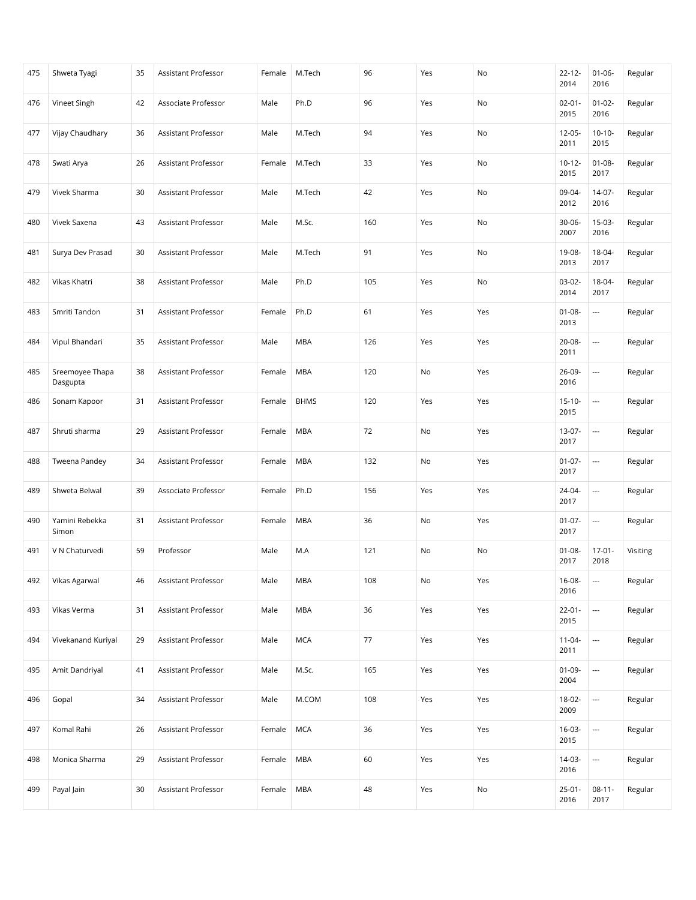| | | | | | | | | | | | |
|---|---|---|---|---|---|---|---|---|---|---|---|
| 475 | Shweta Tyagi | 35 | Assistant Professor | Female | M.Tech | 96 | Yes | No | 22-12-2014 | 01-06-2016 | Regular |
| 476 | Vineet Singh | 42 | Associate Professor | Male | Ph.D | 96 | Yes | No | 02-01-2015 | 01-02-2016 | Regular |
| 477 | Vijay Chaudhary | 36 | Assistant Professor | Male | M.Tech | 94 | Yes | No | 12-05-2011 | 10-10-2015 | Regular |
| 478 | Swati Arya | 26 | Assistant Professor | Female | M.Tech | 33 | Yes | No | 10-12-2015 | 01-08-2017 | Regular |
| 479 | Vivek Sharma | 30 | Assistant Professor | Male | M.Tech | 42 | Yes | No | 09-04-2012 | 14-07-2016 | Regular |
| 480 | Vivek Saxena | 43 | Assistant Professor | Male | M.Sc. | 160 | Yes | No | 30-06-2007 | 15-03-2016 | Regular |
| 481 | Surya Dev Prasad | 30 | Assistant Professor | Male | M.Tech | 91 | Yes | No | 19-08-2013 | 18-04-2017 | Regular |
| 482 | Vikas Khatri | 38 | Assistant Professor | Male | Ph.D | 105 | Yes | No | 03-02-2014 | 18-04-2017 | Regular |
| 483 | Smriti Tandon | 31 | Assistant Professor | Female | Ph.D | 61 | Yes | Yes | 01-08-2013 | --- | Regular |
| 484 | Vipul Bhandari | 35 | Assistant Professor | Male | MBA | 126 | Yes | Yes | 20-08-2011 | --- | Regular |
| 485 | Sreemoyee Thapa Dasgupta | 38 | Assistant Professor | Female | MBA | 120 | No | Yes | 26-09-2016 | --- | Regular |
| 486 | Sonam Kapoor | 31 | Assistant Professor | Female | BHMS | 120 | Yes | Yes | 15-10-2015 | --- | Regular |
| 487 | Shruti sharma | 29 | Assistant Professor | Female | MBA | 72 | No | Yes | 13-07-2017 | --- | Regular |
| 488 | Tweena Pandey | 34 | Assistant Professor | Female | MBA | 132 | No | Yes | 01-07-2017 | --- | Regular |
| 489 | Shweta Belwal | 39 | Associate Professor | Female | Ph.D | 156 | Yes | Yes | 24-04-2017 | --- | Regular |
| 490 | Yamini Rebekka Simon | 31 | Assistant Professor | Female | MBA | 36 | No | Yes | 01-07-2017 | --- | Regular |
| 491 | V N Chaturvedi | 59 | Professor | Male | M.A | 121 | No | No | 01-08-2017 | 17-01-2018 | Visiting |
| 492 | Vikas Agarwal | 46 | Assistant Professor | Male | MBA | 108 | No | Yes | 16-08-2016 | --- | Regular |
| 493 | Vikas Verma | 31 | Assistant Professor | Male | MBA | 36 | Yes | Yes | 22-01-2015 | --- | Regular |
| 494 | Vivekanand Kuriyal | 29 | Assistant Professor | Male | MCA | 77 | Yes | Yes | 11-04-2011 | --- | Regular |
| 495 | Amit Dandriyal | 41 | Assistant Professor | Male | M.Sc. | 165 | Yes | Yes | 01-09-2004 | --- | Regular |
| 496 | Gopal | 34 | Assistant Professor | Male | M.COM | 108 | Yes | Yes | 18-02-2009 | --- | Regular |
| 497 | Komal Rahi | 26 | Assistant Professor | Female | MCA | 36 | Yes | Yes | 16-03-2015 | --- | Regular |
| 498 | Monica Sharma | 29 | Assistant Professor | Female | MBA | 60 | Yes | Yes | 14-03-2016 | --- | Regular |
| 499 | Payal Jain | 30 | Assistant Professor | Female | MBA | 48 | Yes | No | 25-01-2016 | 08-11-2017 | Regular |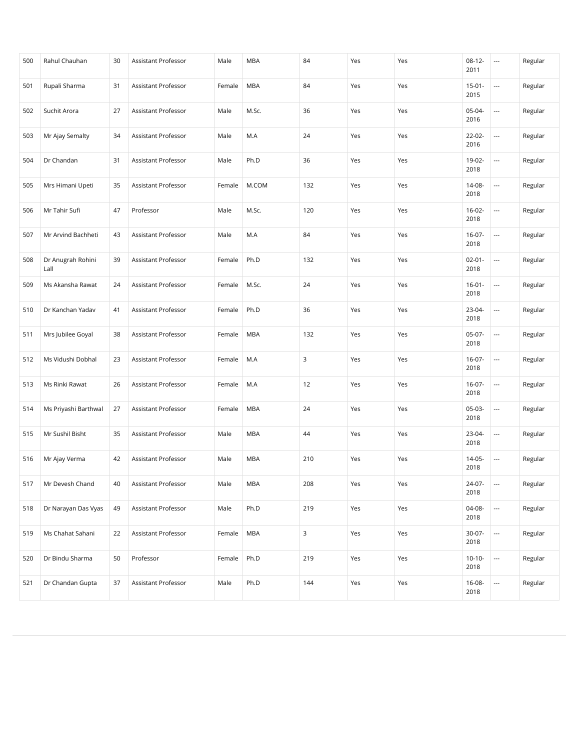| | | | | | | | | | | | |
|---|---|---|---|---|---|---|---|---|---|---|---|
| 500 | Rahul Chauhan | 30 | Assistant Professor | Male | MBA | 84 | Yes | Yes | 08-12-2011 | --- | Regular |
| 501 | Rupali Sharma | 31 | Assistant Professor | Female | MBA | 84 | Yes | Yes | 15-01-2015 | --- | Regular |
| 502 | Suchit Arora | 27 | Assistant Professor | Male | M.Sc. | 36 | Yes | Yes | 05-04-2016 | --- | Regular |
| 503 | Mr Ajay Semalty | 34 | Assistant Professor | Male | M.A | 24 | Yes | Yes | 22-02-2016 | --- | Regular |
| 504 | Dr Chandan | 31 | Assistant Professor | Male | Ph.D | 36 | Yes | Yes | 19-02-2018 | --- | Regular |
| 505 | Mrs Himani Upeti | 35 | Assistant Professor | Female | M.COM | 132 | Yes | Yes | 14-08-2018 | --- | Regular |
| 506 | Mr Tahir Sufi | 47 | Professor | Male | M.Sc. | 120 | Yes | Yes | 16-02-2018 | --- | Regular |
| 507 | Mr Arvind Bachheti | 43 | Assistant Professor | Male | M.A | 84 | Yes | Yes | 16-07-2018 | --- | Regular |
| 508 | Dr Anugrah Rohini Lall | 39 | Assistant Professor | Female | Ph.D | 132 | Yes | Yes | 02-01-2018 | --- | Regular |
| 509 | Ms Akansha Rawat | 24 | Assistant Professor | Female | M.Sc. | 24 | Yes | Yes | 16-01-2018 | --- | Regular |
| 510 | Dr Kanchan Yadav | 41 | Assistant Professor | Female | Ph.D | 36 | Yes | Yes | 23-04-2018 | --- | Regular |
| 511 | Mrs Jubilee Goyal | 38 | Assistant Professor | Female | MBA | 132 | Yes | Yes | 05-07-2018 | --- | Regular |
| 512 | Ms Vidushi Dobhal | 23 | Assistant Professor | Female | M.A | 3 | Yes | Yes | 16-07-2018 | --- | Regular |
| 513 | Ms Rinki Rawat | 26 | Assistant Professor | Female | M.A | 12 | Yes | Yes | 16-07-2018 | --- | Regular |
| 514 | Ms Priyashi Barthwal | 27 | Assistant Professor | Female | MBA | 24 | Yes | Yes | 05-03-2018 | --- | Regular |
| 515 | Mr Sushil Bisht | 35 | Assistant Professor | Male | MBA | 44 | Yes | Yes | 23-04-2018 | --- | Regular |
| 516 | Mr Ajay Verma | 42 | Assistant Professor | Male | MBA | 210 | Yes | Yes | 14-05-2018 | --- | Regular |
| 517 | Mr Devesh Chand | 40 | Assistant Professor | Male | MBA | 208 | Yes | Yes | 24-07-2018 | --- | Regular |
| 518 | Dr Narayan Das Vyas | 49 | Assistant Professor | Male | Ph.D | 219 | Yes | Yes | 04-08-2018 | --- | Regular |
| 519 | Ms Chahat Sahani | 22 | Assistant Professor | Female | MBA | 3 | Yes | Yes | 30-07-2018 | --- | Regular |
| 520 | Dr Bindu Sharma | 50 | Professor | Female | Ph.D | 219 | Yes | Yes | 10-10-2018 | --- | Regular |
| 521 | Dr Chandan Gupta | 37 | Assistant Professor | Male | Ph.D | 144 | Yes | Yes | 16-08-2018 | --- | Regular |